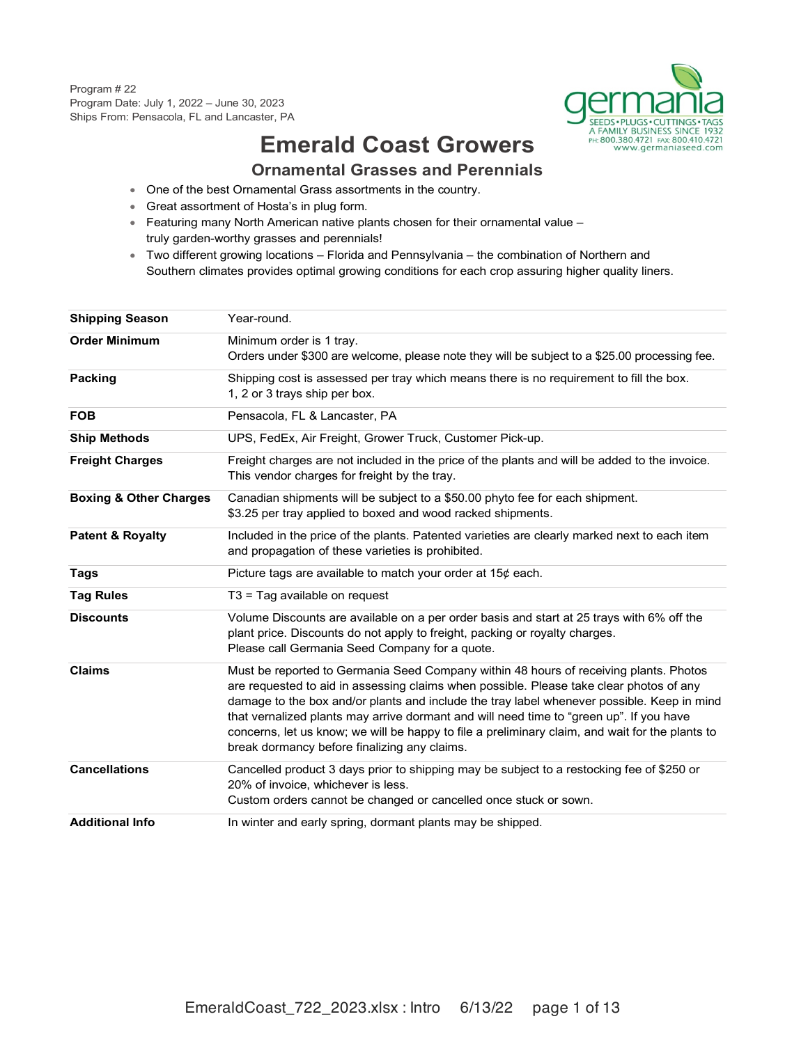Program # 22
Program Date: July 1, 2022 – June 30, 2023
Ships From: Pensacola, FL and Lancaster, PA

germania
SEEDS • PLUGS • CUTTINGS • TAGS
A FAMILY BUSINESS SINCE 1932
PH: 800.380.4721 FAX: 800.410.4721
www.germaniaseed.com

# Emerald Coast Growers

## Ornamental Grasses and Perennials

- One of the best Ornamental Grass assortments in the country.
- Great assortment of Hosta's in plug form.
- Featuring many North American native plants chosen for their ornamental value – truly garden-worthy grasses and perennials!
- Two different growing locations – Florida and Pennsylvania – the combination of Northern and Southern climates provides optimal growing conditions for each crop assuring higher quality liners.

| | |
|---|---|
| **Shipping Season** | Year-round. |
| **Order Minimum** | Minimum order is 1 tray.<br>Orders under $300 are welcome, please note they will be subject to a $25.00 processing fee. |
| **Packing** | Shipping cost is assessed per tray which means there is no requirement to fill the box.<br>1, 2 or 3 trays ship per box. |
| **FOB** | Pensacola, FL & Lancaster, PA |
| **Ship Methods** | UPS, FedEx, Air Freight, Grower Truck, Customer Pick-up. |
| **Freight Charges** | Freight charges are not included in the price of the plants and will be added to the invoice. This vendor charges for freight by the tray. |
| **Boxing & Other Charges** | Canadian shipments will be subject to a $50.00 phyto fee for each shipment.<br>$3.25 per tray applied to boxed and wood racked shipments. |
| **Patent & Royalty** | Included in the price of the plants. Patented varieties are clearly marked next to each item and propagation of these varieties is prohibited. |
| **Tags** | Picture tags are available to match your order at 15¢ each. |
| **Tag Rules** | T3 = Tag available on request |
| **Discounts** | Volume Discounts are available on a per order basis and start at 25 trays with 6% off the plant price. Discounts do not apply to freight, packing or royalty charges.<br>Please call Germania Seed Company for a quote. |
| **Claims** | Must be reported to Germania Seed Company within 48 hours of receiving plants. Photos are requested to aid in assessing claims when possible. Please take clear photos of any damage to the box and/or plants and include the tray label whenever possible. Keep in mind that vernalized plants may arrive dormant and will need time to "green up". If you have concerns, let us know; we will be happy to file a preliminary claim, and wait for the plants to break dormancy before finalizing any claims. |
| **Cancellations** | Cancelled product 3 days prior to shipping may be subject to a restocking fee of $250 or 20% of invoice, whichever is less.<br>Custom orders cannot be changed or cancelled once stuck or sown. |
| **Additional Info** | In winter and early spring, dormant plants may be shipped. |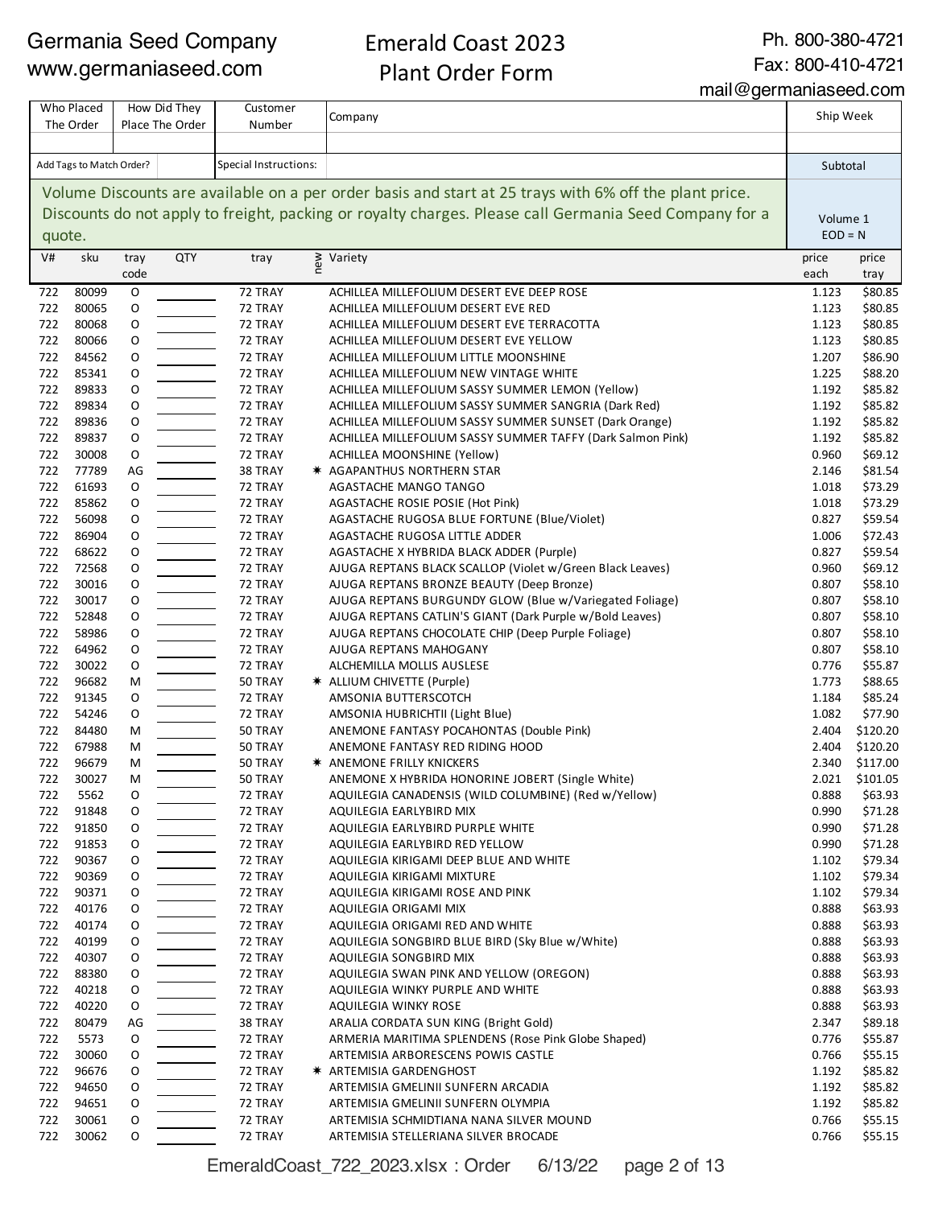Germania Seed Company
www.germaniaseed.com

# Emerald Coast 2023
## Plant Order Form

Ph. 800-380-4721
Fax: 800-410-4721
mail@germaniaseed.com

| Who Placed The Order | How Did They Place The Order | Customer Number | Company | Ship Week |
|---|---|---|---|---|
| | | | | |
| Add Tags to Match Order? | | Special Instructions: | | Subtotal |

Volume Discounts are available on a per order basis and start at 25 trays with 6% off the plant price. Discounts do not apply to freight, packing or royalty charges. Please call Germania Seed Company for a quote.

Volume 1
EOD = N

| V# | sku | tray code | QTY | tray | new | Variety | price each | price tray |
|---|---|---|---|---|---|---|---|---|
| 722 | 80099 | O | | 72 TRAY | | ACHILLEA MILLEFOLIUM DESERT EVE DEEP ROSE | 1.123 | $80.85 |
| 722 | 80065 | O | | 72 TRAY | | ACHILLEA MILLEFOLIUM DESERT EVE RED | 1.123 | $80.85 |
| 722 | 80068 | O | | 72 TRAY | | ACHILLEA MILLEFOLIUM DESERT EVE TERRACOTTA | 1.123 | $80.85 |
| 722 | 80066 | O | | 72 TRAY | | ACHILLEA MILLEFOLIUM DESERT EVE YELLOW | 1.123 | $80.85 |
| 722 | 84562 | O | | 72 TRAY | | ACHILLEA MILLEFOLIUM LITTLE MOONSHINE | 1.207 | $86.90 |
| 722 | 85341 | O | | 72 TRAY | | ACHILLEA MILLEFOLIUM NEW VINTAGE WHITE | 1.225 | $88.20 |
| 722 | 89833 | O | | 72 TRAY | | ACHILLEA MILLEFOLIUM SASSY SUMMER LEMON (Yellow) | 1.192 | $85.82 |
| 722 | 89834 | O | | 72 TRAY | | ACHILLEA MILLEFOLIUM SASSY SUMMER SANGRIA (Dark Red) | 1.192 | $85.82 |
| 722 | 89836 | O | | 72 TRAY | | ACHILLEA MILLEFOLIUM SASSY SUMMER SUNSET (Dark Orange) | 1.192 | $85.82 |
| 722 | 89837 | O | | 72 TRAY | | ACHILLEA MILLEFOLIUM SASSY SUMMER TAFFY (Dark Salmon Pink) | 1.192 | $85.82 |
| 722 | 30008 | O | | 72 TRAY | | ACHILLEA MOONSHINE (Yellow) | 0.960 | $69.12 |
| 722 | 77789 | AG | | 38 TRAY | ✷ | AGAPANTHUS NORTHERN STAR | 2.146 | $81.54 |
| 722 | 61693 | O | | 72 TRAY | | AGASTACHE MANGO TANGO | 1.018 | $73.29 |
| 722 | 85862 | O | | 72 TRAY | | AGASTACHE ROSIE POSIE (Hot Pink) | 1.018 | $73.29 |
| 722 | 56098 | O | | 72 TRAY | | AGASTACHE RUGOSA BLUE FORTUNE (Blue/Violet) | 0.827 | $59.54 |
| 722 | 86904 | O | | 72 TRAY | | AGASTACHE RUGOSA LITTLE ADDER | 1.006 | $72.43 |
| 722 | 68622 | O | | 72 TRAY | | AGASTACHE X HYBRIDA BLACK ADDER (Purple) | 0.827 | $59.54 |
| 722 | 72568 | O | | 72 TRAY | | AJUGA REPTANS BLACK SCALLOP (Violet w/Green Black Leaves) | 0.960 | $69.12 |
| 722 | 30016 | O | | 72 TRAY | | AJUGA REPTANS BRONZE BEAUTY (Deep Bronze) | 0.807 | $58.10 |
| 722 | 30017 | O | | 72 TRAY | | AJUGA REPTANS BURGUNDY GLOW (Blue w/Variegated Foliage) | 0.807 | $58.10 |
| 722 | 52848 | O | | 72 TRAY | | AJUGA REPTANS CATLIN'S GIANT (Dark Purple w/Bold Leaves) | 0.807 | $58.10 |
| 722 | 58986 | O | | 72 TRAY | | AJUGA REPTANS CHOCOLATE CHIP (Deep Purple Foliage) | 0.807 | $58.10 |
| 722 | 64962 | O | | 72 TRAY | | AJUGA REPTANS MAHOGANY | 0.807 | $58.10 |
| 722 | 30022 | O | | 72 TRAY | | ALCHEMILLA MOLLIS AUSLESE | 0.776 | $55.87 |
| 722 | 96682 | M | | 50 TRAY | ✷ | ALLIUM CHIVETTE (Purple) | 1.773 | $88.65 |
| 722 | 91345 | O | | 72 TRAY | | AMSONIA BUTTERSCOTCH | 1.184 | $85.24 |
| 722 | 54246 | O | | 72 TRAY | | AMSONIA HUBRICHTII (Light Blue) | 1.082 | $77.90 |
| 722 | 84480 | M | | 50 TRAY | | ANEMONE FANTASY POCAHONTAS (Double Pink) | 2.404 | $120.20 |
| 722 | 67988 | M | | 50 TRAY | | ANEMONE FANTASY RED RIDING HOOD | 2.404 | $120.20 |
| 722 | 96679 | M | | 50 TRAY | ✷ | ANEMONE FRILLY KNICKERS | 2.340 | $117.00 |
| 722 | 30027 | M | | 50 TRAY | | ANEMONE X HYBRIDA HONORINE JOBERT (Single White) | 2.021 | $101.05 |
| 722 | 5562 | O | | 72 TRAY | | AQUILEGIA CANADENSIS (WILD COLUMBINE) (Red w/Yellow) | 0.888 | $63.93 |
| 722 | 91848 | O | | 72 TRAY | | AQUILEGIA EARLYBIRD MIX | 0.990 | $71.28 |
| 722 | 91850 | O | | 72 TRAY | | AQUILEGIA EARLYBIRD PURPLE WHITE | 0.990 | $71.28 |
| 722 | 91853 | O | | 72 TRAY | | AQUILEGIA EARLYBIRD RED YELLOW | 0.990 | $71.28 |
| 722 | 90367 | O | | 72 TRAY | | AQUILEGIA KIRIGAMI DEEP BLUE AND WHITE | 1.102 | $79.34 |
| 722 | 90369 | O | | 72 TRAY | | AQUILEGIA KIRIGAMI MIXTURE | 1.102 | $79.34 |
| 722 | 90371 | O | | 72 TRAY | | AQUILEGIA KIRIGAMI ROSE AND PINK | 1.102 | $79.34 |
| 722 | 40176 | O | | 72 TRAY | | AQUILEGIA ORIGAMI MIX | 0.888 | $63.93 |
| 722 | 40174 | O | | 72 TRAY | | AQUILEGIA ORIGAMI RED AND WHITE | 0.888 | $63.93 |
| 722 | 40199 | O | | 72 TRAY | | AQUILEGIA SONGBIRD BLUE BIRD (Sky Blue w/White) | 0.888 | $63.93 |
| 722 | 40307 | O | | 72 TRAY | | AQUILEGIA SONGBIRD MIX | 0.888 | $63.93 |
| 722 | 88380 | O | | 72 TRAY | | AQUILEGIA SWAN PINK AND YELLOW (OREGON) | 0.888 | $63.93 |
| 722 | 40218 | O | | 72 TRAY | | AQUILEGIA WINKY PURPLE AND WHITE | 0.888 | $63.93 |
| 722 | 40220 | O | | 72 TRAY | | AQUILEGIA WINKY ROSE | 0.888 | $63.93 |
| 722 | 80479 | AG | | 38 TRAY | | ARALIA CORDATA SUN KING (Bright Gold) | 2.347 | $89.18 |
| 722 | 5573 | O | | 72 TRAY | | ARMERIA MARITIMA SPLENDENS (Rose Pink Globe Shaped) | 0.776 | $55.87 |
| 722 | 30060 | O | | 72 TRAY | | ARTEMISIA ARBORESCENS POWIS CASTLE | 0.766 | $55.15 |
| 722 | 96676 | O | | 72 TRAY | ✷ | ARTEMISIA GARDENGHOST | 1.192 | $85.82 |
| 722 | 94650 | O | | 72 TRAY | | ARTEMISIA GMELINII SUNFERN ARCADIA | 1.192 | $85.82 |
| 722 | 94651 | O | | 72 TRAY | | ARTEMISIA GMELINII SUNFERN OLYMPIA | 1.192 | $85.82 |
| 722 | 30061 | O | | 72 TRAY | | ARTEMISIA SCHMIDTIANA NANA SILVER MOUND | 0.766 | $55.15 |
| 722 | 30062 | O | | 72 TRAY | | ARTEMISIA STELLERIANA SILVER BROCADE | 0.766 | $55.15 |

EmeraldCoast_722_2023.xlsx : Order 6/13/22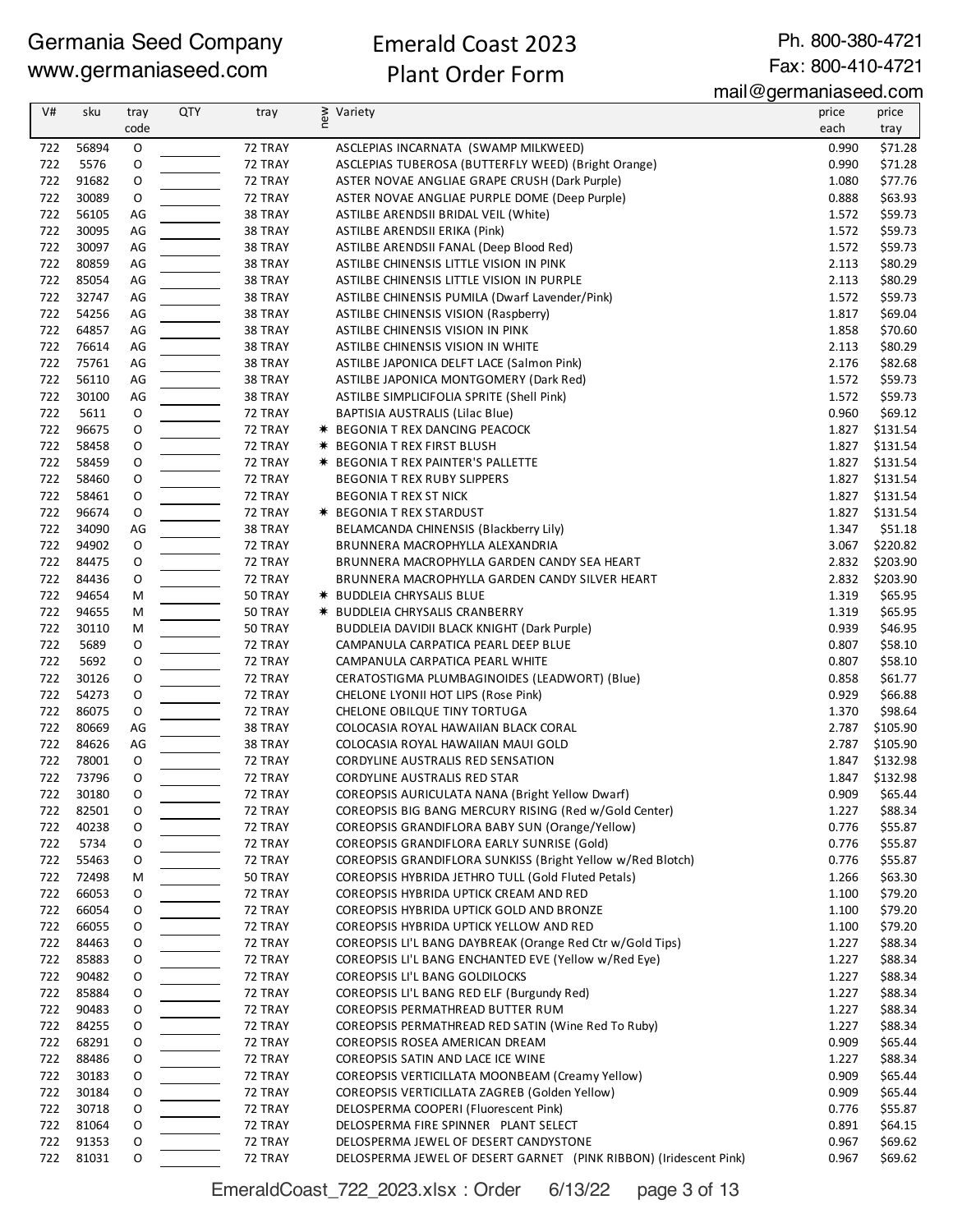Germania Seed Company
www.germaniaseed.com

# Emerald Coast 2023
# Plant Order Form

Ph. 800-380-4721
Fax: 800-410-4721
mail@germaniaseed.com

| V# | sku | tray code | QTY | tray | new | Variety | price each | price tray |
|---|---|---|---|---|---|---|---|---|
| 722 | 56894 | O | | 72 TRAY | | ASCLEPIAS INCARNATA (SWAMP MILKWEED) | 0.990 | $71.28 |
| 722 | 5576 | O | | 72 TRAY | | ASCLEPIAS TUBEROSA (BUTTERFLY WEED) (Bright Orange) | 0.990 | $71.28 |
| 722 | 91682 | O | | 72 TRAY | | ASTER NOVAE ANGLIAE GRAPE CRUSH (Dark Purple) | 1.080 | $77.76 |
| 722 | 30089 | O | | 72 TRAY | | ASTER NOVAE ANGLIAE PURPLE DOME (Deep Purple) | 0.888 | $63.93 |
| 722 | 56105 | AG | | 38 TRAY | | ASTILBE ARENDSII BRIDAL VEIL (White) | 1.572 | $59.73 |
| 722 | 30095 | AG | | 38 TRAY | | ASTILBE ARENDSII ERIKA (Pink) | 1.572 | $59.73 |
| 722 | 30097 | AG | | 38 TRAY | | ASTILBE ARENDSII FANAL (Deep Blood Red) | 1.572 | $59.73 |
| 722 | 80859 | AG | | 38 TRAY | | ASTILBE CHINENSIS LITTLE VISION IN PINK | 2.113 | $80.29 |
| 722 | 85054 | AG | | 38 TRAY | | ASTILBE CHINENSIS LITTLE VISION IN PURPLE | 2.113 | $80.29 |
| 722 | 32747 | AG | | 38 TRAY | | ASTILBE CHINENSIS PUMILA (Dwarf Lavender/Pink) | 1.572 | $59.73 |
| 722 | 54256 | AG | | 38 TRAY | | ASTILBE CHINENSIS VISION (Raspberry) | 1.817 | $69.04 |
| 722 | 64857 | AG | | 38 TRAY | | ASTILBE CHINENSIS VISION IN PINK | 1.858 | $70.60 |
| 722 | 76614 | AG | | 38 TRAY | | ASTILBE CHINENSIS VISION IN WHITE | 2.113 | $80.29 |
| 722 | 75761 | AG | | 38 TRAY | | ASTILBE JAPONICA DELFT LACE (Salmon Pink) | 2.176 | $82.68 |
| 722 | 56110 | AG | | 38 TRAY | | ASTILBE JAPONICA MONTGOMERY (Dark Red) | 1.572 | $59.73 |
| 722 | 30100 | AG | | 38 TRAY | | ASTILBE SIMPLICIFOLIA SPRITE (Shell Pink) | 1.572 | $59.73 |
| 722 | 5611 | O | | 72 TRAY | | BAPTISIA AUSTRALIS (Lilac Blue) | 0.960 | $69.12 |
| 722 | 96675 | O | | 72 TRAY | ✱ | BEGONIA T REX DANCING PEACOCK | 1.827 | $131.54 |
| 722 | 58458 | O | | 72 TRAY | ✱ | BEGONIA T REX FIRST BLUSH | 1.827 | $131.54 |
| 722 | 58459 | O | | 72 TRAY | ✱ | BEGONIA T REX PAINTER'S PALLETTE | 1.827 | $131.54 |
| 722 | 58460 | O | | 72 TRAY | | BEGONIA T REX RUBY SLIPPERS | 1.827 | $131.54 |
| 722 | 58461 | O | | 72 TRAY | | BEGONIA T REX ST NICK | 1.827 | $131.54 |
| 722 | 96674 | O | | 72 TRAY | ✱ | BEGONIA T REX STARDUST | 1.827 | $131.54 |
| 722 | 34090 | AG | | 38 TRAY | | BELAMCANDA CHINENSIS (Blackberry Lily) | 1.347 | $51.18 |
| 722 | 94902 | O | | 72 TRAY | | BRUNNERA MACROPHYLLA ALEXANDRIA | 3.067 | $220.82 |
| 722 | 84475 | O | | 72 TRAY | | BRUNNERA MACROPHYLLA GARDEN CANDY SEA HEART | 2.832 | $203.90 |
| 722 | 84436 | O | | 72 TRAY | | BRUNNERA MACROPHYLLA GARDEN CANDY SILVER HEART | 2.832 | $203.90 |
| 722 | 94654 | M | | 50 TRAY | ✱ | BUDDLEIA CHRYSALIS BLUE | 1.319 | $65.95 |
| 722 | 94655 | M | | 50 TRAY | ✱ | BUDDLEIA CHRYSALIS CRANBERRY | 1.319 | $65.95 |
| 722 | 30110 | M | | 50 TRAY | | BUDDLEIA DAVIDII BLACK KNIGHT (Dark Purple) | 0.939 | $46.95 |
| 722 | 5689 | O | | 72 TRAY | | CAMPANULA CARPATICA PEARL DEEP BLUE | 0.807 | $58.10 |
| 722 | 5692 | O | | 72 TRAY | | CAMPANULA CARPATICA PEARL WHITE | 0.807 | $58.10 |
| 722 | 30126 | O | | 72 TRAY | | CERATOSTIGMA PLUMBAGINOIDES (LEADWORT) (Blue) | 0.858 | $61.77 |
| 722 | 54273 | O | | 72 TRAY | | CHELONE LYONII HOT LIPS (Rose Pink) | 0.929 | $66.88 |
| 722 | 86075 | O | | 72 TRAY | | CHELONE OBILQUE TINY TORTUGA | 1.370 | $98.64 |
| 722 | 80669 | AG | | 38 TRAY | | COLOCASIA ROYAL HAWAIIAN BLACK CORAL | 2.787 | $105.90 |
| 722 | 84626 | AG | | 38 TRAY | | COLOCASIA ROYAL HAWAIIAN MAUI GOLD | 2.787 | $105.90 |
| 722 | 78001 | O | | 72 TRAY | | CORDYLINE AUSTRALIS RED SENSATION | 1.847 | $132.98 |
| 722 | 73796 | O | | 72 TRAY | | CORDYLINE AUSTRALIS RED STAR | 1.847 | $132.98 |
| 722 | 30180 | O | | 72 TRAY | | COREOPSIS AURICULATA NANA (Bright Yellow Dwarf) | 0.909 | $65.44 |
| 722 | 82501 | O | | 72 TRAY | | COREOPSIS BIG BANG MERCURY RISING (Red w/Gold Center) | 1.227 | $88.34 |
| 722 | 40238 | O | | 72 TRAY | | COREOPSIS GRANDIFLORA BABY SUN (Orange/Yellow) | 0.776 | $55.87 |
| 722 | 5734 | O | | 72 TRAY | | COREOPSIS GRANDIFLORA EARLY SUNRISE (Gold) | 0.776 | $55.87 |
| 722 | 55463 | O | | 72 TRAY | | COREOPSIS GRANDIFLORA SUNKISS (Bright Yellow w/Red Blotch) | 0.776 | $55.87 |
| 722 | 72498 | M | | 50 TRAY | | COREOPSIS HYBRIDA JETHRO TULL (Gold Fluted Petals) | 1.266 | $63.30 |
| 722 | 66053 | O | | 72 TRAY | | COREOPSIS HYBRIDA UPTICK CREAM AND RED | 1.100 | $79.20 |
| 722 | 66054 | O | | 72 TRAY | | COREOPSIS HYBRIDA UPTICK GOLD AND BRONZE | 1.100 | $79.20 |
| 722 | 66055 | O | | 72 TRAY | | COREOPSIS HYBRIDA UPTICK YELLOW AND RED | 1.100 | $79.20 |
| 722 | 84463 | O | | 72 TRAY | | COREOPSIS LI'L BANG DAYBREAK (Orange Red Ctr w/Gold Tips) | 1.227 | $88.34 |
| 722 | 85883 | O | | 72 TRAY | | COREOPSIS LI'L BANG ENCHANTED EVE (Yellow w/Red Eye) | 1.227 | $88.34 |
| 722 | 90482 | O | | 72 TRAY | | COREOPSIS LI'L BANG GOLDILOCKS | 1.227 | $88.34 |
| 722 | 85884 | O | | 72 TRAY | | COREOPSIS LI'L BANG RED ELF (Burgundy Red) | 1.227 | $88.34 |
| 722 | 90483 | O | | 72 TRAY | | COREOPSIS PERMATHREAD BUTTER RUM | 1.227 | $88.34 |
| 722 | 84255 | O | | 72 TRAY | | COREOPSIS PERMATHREAD RED SATIN (Wine Red To Ruby) | 1.227 | $88.34 |
| 722 | 68291 | O | | 72 TRAY | | COREOPSIS ROSEA AMERICAN DREAM | 0.909 | $65.44 |
| 722 | 88486 | O | | 72 TRAY | | COREOPSIS SATIN AND LACE ICE WINE | 1.227 | $88.34 |
| 722 | 30183 | O | | 72 TRAY | | COREOPSIS VERTICILLATA MOONBEAM (Creamy Yellow) | 0.909 | $65.44 |
| 722 | 30184 | O | | 72 TRAY | | COREOPSIS VERTICILLATA ZAGREB (Golden Yellow) | 0.909 | $65.44 |
| 722 | 30718 | O | | 72 TRAY | | DELOSPERMA COOPERI (Fluorescent Pink) | 0.776 | $55.87 |
| 722 | 81064 | O | | 72 TRAY | | DELOSPERMA FIRE SPINNER PLANT SELECT | 0.891 | $64.15 |
| 722 | 91353 | O | | 72 TRAY | | DELOSPERMA JEWEL OF DESERT CANDYSTONE | 0.967 | $69.62 |
| 722 | 81031 | O | | 72 TRAY | | DELOSPERMA JEWEL OF DESERT GARNET (PINK RIBBON) (Iridescent Pink) | 0.967 | $69.62 |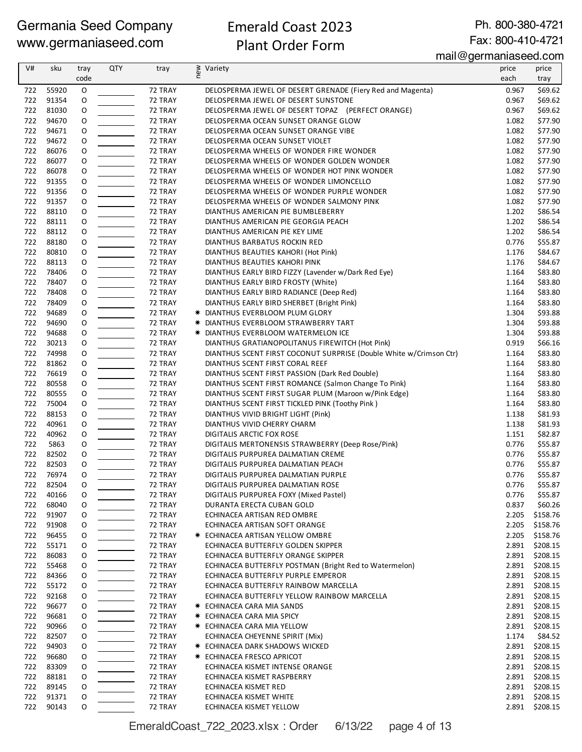Germania Seed Company
www.germaniaseed.com

# Emerald Coast 2023 Plant Order Form

Ph. 800-380-4721
Fax: 800-410-4721
mail@germaniaseed.com

| V# | sku | tray code | QTY | tray | new | Variety | price each | price tray |
|---|---|---|---|---|---|---|---|---|
| 722 | 55920 | O | | 72 TRAY | | DELOSPERMA JEWEL OF DESERT GRENADE (Fiery Red and Magenta) | 0.967 | $69.62 |
| 722 | 91354 | O | | 72 TRAY | | DELOSPERMA JEWEL OF DESERT SUNSTONE | 0.967 | $69.62 |
| 722 | 81030 | O | | 72 TRAY | | DELOSPERMA JEWEL OF DESERT TOPAZ (PERFECT ORANGE) | 0.967 | $69.62 |
| 722 | 94670 | O | | 72 TRAY | | DELOSPERMA OCEAN SUNSET ORANGE GLOW | 1.082 | $77.90 |
| 722 | 94671 | O | | 72 TRAY | | DELOSPERMA OCEAN SUNSET ORANGE VIBE | 1.082 | $77.90 |
| 722 | 94672 | O | | 72 TRAY | | DELOSPERMA OCEAN SUNSET VIOLET | 1.082 | $77.90 |
| 722 | 86076 | O | | 72 TRAY | | DELOSPERMA WHEELS OF WONDER FIRE WONDER | 1.082 | $77.90 |
| 722 | 86077 | O | | 72 TRAY | | DELOSPERMA WHEELS OF WONDER GOLDEN WONDER | 1.082 | $77.90 |
| 722 | 86078 | O | | 72 TRAY | | DELOSPERMA WHEELS OF WONDER HOT PINK WONDER | 1.082 | $77.90 |
| 722 | 91355 | O | | 72 TRAY | | DELOSPERMA WHEELS OF WONDER LIMONCELLO | 1.082 | $77.90 |
| 722 | 91356 | O | | 72 TRAY | | DELOSPERMA WHEELS OF WONDER PURPLE WONDER | 1.082 | $77.90 |
| 722 | 91357 | O | | 72 TRAY | | DELOSPERMA WHEELS OF WONDER SALMONY PINK | 1.082 | $77.90 |
| 722 | 88110 | O | | 72 TRAY | | DIANTHUS AMERICAN PIE BUMBLEBERRY | 1.202 | $86.54 |
| 722 | 88111 | O | | 72 TRAY | | DIANTHUS AMERICAN PIE GEORGIA PEACH | 1.202 | $86.54 |
| 722 | 88112 | O | | 72 TRAY | | DIANTHUS AMERICAN PIE KEY LIME | 1.202 | $86.54 |
| 722 | 88180 | O | | 72 TRAY | | DIANTHUS BARBATUS ROCKIN RED | 0.776 | $55.87 |
| 722 | 80810 | O | | 72 TRAY | | DIANTHUS BEAUTIES KAHORI (Hot Pink) | 1.176 | $84.67 |
| 722 | 88113 | O | | 72 TRAY | | DIANTHUS BEAUTIES KAHORI PINK | 1.176 | $84.67 |
| 722 | 78406 | O | | 72 TRAY | | DIANTHUS EARLY BIRD FIZZY (Lavender w/Dark Red Eye) | 1.164 | $83.80 |
| 722 | 78407 | O | | 72 TRAY | | DIANTHUS EARLY BIRD FROSTY (White) | 1.164 | $83.80 |
| 722 | 78408 | O | | 72 TRAY | | DIANTHUS EARLY BIRD RADIANCE (Deep Red) | 1.164 | $83.80 |
| 722 | 78409 | O | | 72 TRAY | | DIANTHUS EARLY BIRD SHERBET (Bright Pink) | 1.164 | $83.80 |
| 722 | 94689 | O | | 72 TRAY | * | DIANTHUS EVERBLOOM PLUM GLORY | 1.304 | $93.88 |
| 722 | 94690 | O | | 72 TRAY | * | DIANTHUS EVERBLOOM STRAWBERRY TART | 1.304 | $93.88 |
| 722 | 94688 | O | | 72 TRAY | * | DIANTHUS EVERBLOOM WATERMELON ICE | 1.304 | $93.88 |
| 722 | 30213 | O | | 72 TRAY | | DIANTHUS GRATIANOPOLITANUS FIREWITCH (Hot Pink) | 0.919 | $66.16 |
| 722 | 74998 | O | | 72 TRAY | | DIANTHUS SCENT FIRST COCONUT SURPRISE (Double White w/Crimson Ctr) | 1.164 | $83.80 |
| 722 | 81862 | O | | 72 TRAY | | DIANTHUS SCENT FIRST CORAL REEF | 1.164 | $83.80 |
| 722 | 76619 | O | | 72 TRAY | | DIANTHUS SCENT FIRST PASSION (Dark Red Double) | 1.164 | $83.80 |
| 722 | 80558 | O | | 72 TRAY | | DIANTHUS SCENT FIRST ROMANCE (Salmon Change To Pink) | 1.164 | $83.80 |
| 722 | 80555 | O | | 72 TRAY | | DIANTHUS SCENT FIRST SUGAR PLUM (Maroon w/Pink Edge) | 1.164 | $83.80 |
| 722 | 75004 | O | | 72 TRAY | | DIANTHUS SCENT FIRST TICKLED PINK (Toothy Pink ) | 1.164 | $83.80 |
| 722 | 88153 | O | | 72 TRAY | | DIANTHUS VIVID BRIGHT LIGHT (Pink) | 1.138 | $81.93 |
| 722 | 40961 | O | | 72 TRAY | | DIANTHUS VIVID CHERRY CHARM | 1.138 | $81.93 |
| 722 | 40962 | O | | 72 TRAY | | DIGITALIS ARCTIC FOX ROSE | 1.151 | $82.87 |
| 722 | 5863 | O | | 72 TRAY | | DIGITALIS MERTONENSIS STRAWBERRY (Deep Rose/Pink) | 0.776 | $55.87 |
| 722 | 82502 | O | | 72 TRAY | | DIGITALIS PURPUREA DALMATIAN CREME | 0.776 | $55.87 |
| 722 | 82503 | O | | 72 TRAY | | DIGITALIS PURPUREA DALMATIAN PEACH | 0.776 | $55.87 |
| 722 | 76974 | O | | 72 TRAY | | DIGITALIS PURPUREA DALMATIAN PURPLE | 0.776 | $55.87 |
| 722 | 82504 | O | | 72 TRAY | | DIGITALIS PURPUREA DALMATIAN ROSE | 0.776 | $55.87 |
| 722 | 40166 | O | | 72 TRAY | | DIGITALIS PURPUREA FOXY (Mixed Pastel) | 0.776 | $55.87 |
| 722 | 68040 | O | | 72 TRAY | | DURANTA ERECTA CUBAN GOLD | 0.837 | $60.26 |
| 722 | 91907 | O | | 72 TRAY | | ECHINACEA ARTISAN RED OMBRE | 2.205 | $158.76 |
| 722 | 91908 | O | | 72 TRAY | | ECHINACEA ARTISAN SOFT ORANGE | 2.205 | $158.76 |
| 722 | 96455 | O | | 72 TRAY | * | ECHINACEA ARTISAN YELLOW OMBRE | 2.205 | $158.76 |
| 722 | 55171 | O | | 72 TRAY | | ECHINACEA BUTTERFLY GOLDEN SKIPPER | 2.891 | $208.15 |
| 722 | 86083 | O | | 72 TRAY | | ECHINACEA BUTTERFLY ORANGE SKIPPER | 2.891 | $208.15 |
| 722 | 55468 | O | | 72 TRAY | | ECHINACEA BUTTERFLY POSTMAN (Bright Red to Watermelon) | 2.891 | $208.15 |
| 722 | 84366 | O | | 72 TRAY | | ECHINACEA BUTTERFLY PURPLE EMPEROR | 2.891 | $208.15 |
| 722 | 55172 | O | | 72 TRAY | | ECHINACEA BUTTERFLY RAINBOW MARCELLA | 2.891 | $208.15 |
| 722 | 92168 | O | | 72 TRAY | | ECHINACEA BUTTERFLY YELLOW RAINBOW MARCELLA | 2.891 | $208.15 |
| 722 | 96677 | O | | 72 TRAY | * | ECHINACEA CARA MIA SANDS | 2.891 | $208.15 |
| 722 | 96681 | O | | 72 TRAY | * | ECHINACEA CARA MIA SPICY | 2.891 | $208.15 |
| 722 | 90966 | O | | 72 TRAY | * | ECHINACEA CARA MIA YELLOW | 2.891 | $208.15 |
| 722 | 82507 | O | | 72 TRAY | | ECHINACEA CHEYENNE SPIRIT (Mix) | 1.174 | $84.52 |
| 722 | 94903 | O | | 72 TRAY | * | ECHINACEA DARK SHADOWS WICKED | 2.891 | $208.15 |
| 722 | 96680 | O | | 72 TRAY | * | ECHINACEA FRESCO APRICOT | 2.891 | $208.15 |
| 722 | 83309 | O | | 72 TRAY | | ECHINACEA KISMET INTENSE ORANGE | 2.891 | $208.15 |
| 722 | 88181 | O | | 72 TRAY | | ECHINACEA KISMET RASPBERRY | 2.891 | $208.15 |
| 722 | 89145 | O | | 72 TRAY | | ECHINACEA KISMET RED | 2.891 | $208.15 |
| 722 | 91371 | O | | 72 TRAY | | ECHINACEA KISMET WHITE | 2.891 | $208.15 |
| 722 | 90143 | O | | 72 TRAY | | ECHINACEA KISMET YELLOW | 2.891 | $208.15 |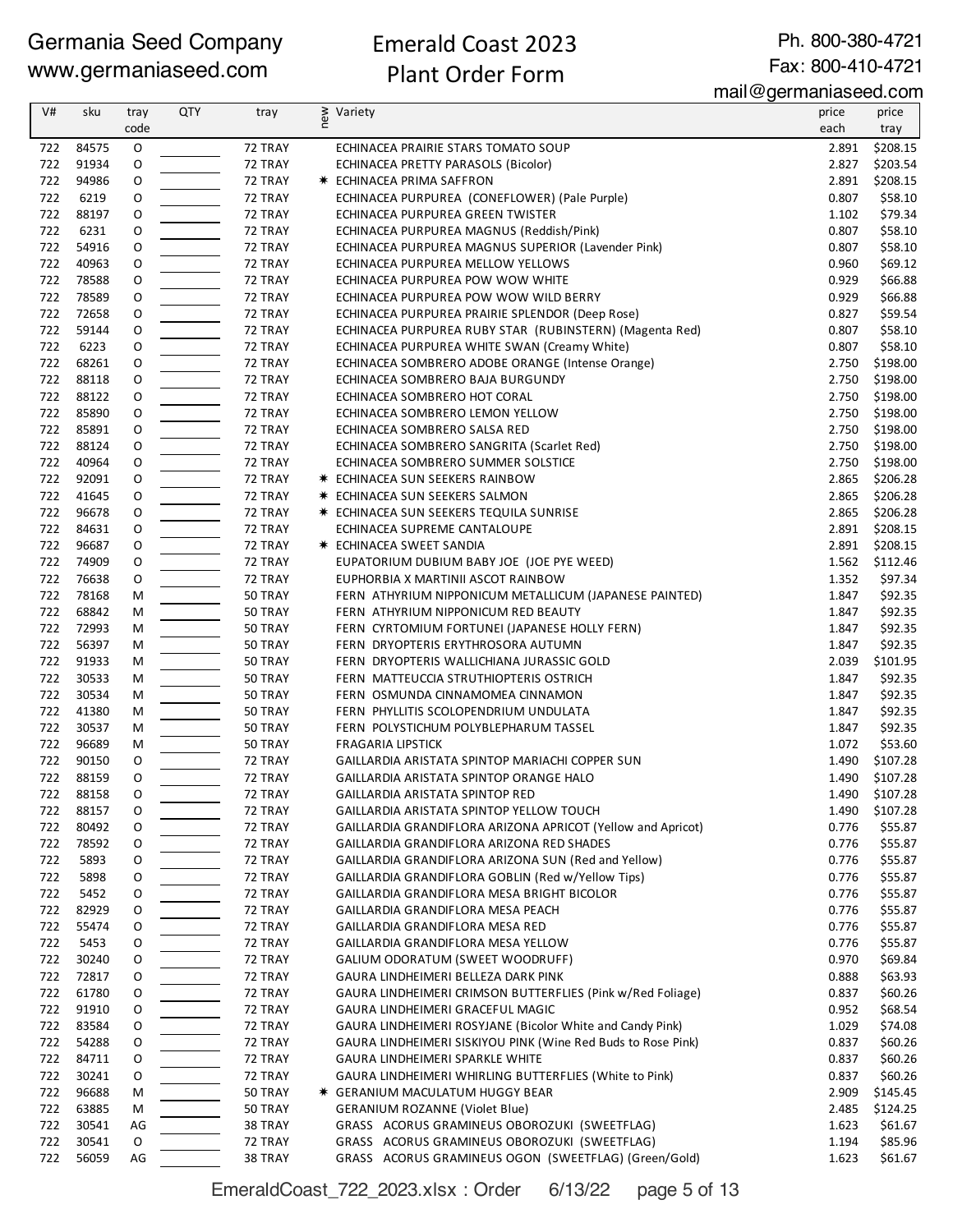Germania Seed Company
www.germaniaseed.com

# Emerald Coast 2023 Plant Order Form

Ph. 800-380-4721
Fax: 800-410-4721
mail@germaniaseed.com

| V# | sku | tray code | QTY | tray | new | Variety | price each | price tray |
|---|---|---|---|---|---|---|---|---|
| 722 | 84575 | O | | 72 TRAY | | ECHINACEA PRAIRIE STARS TOMATO SOUP | 2.891 | $208.15 |
| 722 | 91934 | O | | 72 TRAY | | ECHINACEA PRETTY PARASOLS (Bicolor) | 2.827 | $203.54 |
| 722 | 94986 | O | | 72 TRAY | ✷ | ECHINACEA PRIMA SAFFRON | 2.891 | $208.15 |
| 722 | 6219 | O | | 72 TRAY | | ECHINACEA PURPUREA (CONEFLOWER) (Pale Purple) | 0.807 | $58.10 |
| 722 | 88197 | O | | 72 TRAY | | ECHINACEA PURPUREA GREEN TWISTER | 1.102 | $79.34 |
| 722 | 6231 | O | | 72 TRAY | | ECHINACEA PURPUREA MAGNUS (Reddish/Pink) | 0.807 | $58.10 |
| 722 | 54916 | O | | 72 TRAY | | ECHINACEA PURPUREA MAGNUS SUPERIOR (Lavender Pink) | 0.807 | $58.10 |
| 722 | 40963 | O | | 72 TRAY | | ECHINACEA PURPUREA MELLOW YELLOWS | 0.960 | $69.12 |
| 722 | 78588 | O | | 72 TRAY | | ECHINACEA PURPUREA POW WOW WHITE | 0.929 | $66.88 |
| 722 | 78589 | O | | 72 TRAY | | ECHINACEA PURPUREA POW WOW WILD BERRY | 0.929 | $66.88 |
| 722 | 72658 | O | | 72 TRAY | | ECHINACEA PURPUREA PRAIRIE SPLENDOR (Deep Rose) | 0.827 | $59.54 |
| 722 | 59144 | O | | 72 TRAY | | ECHINACEA PURPUREA RUBY STAR (RUBINSTERN) (Magenta Red) | 0.807 | $58.10 |
| 722 | 6223 | O | | 72 TRAY | | ECHINACEA PURPUREA WHITE SWAN (Creamy White) | 0.807 | $58.10 |
| 722 | 68261 | O | | 72 TRAY | | ECHINACEA SOMBRERO ADOBE ORANGE (Intense Orange) | 2.750 | $198.00 |
| 722 | 88118 | O | | 72 TRAY | | ECHINACEA SOMBRERO BAJA BURGUNDY | 2.750 | $198.00 |
| 722 | 88122 | O | | 72 TRAY | | ECHINACEA SOMBRERO HOT CORAL | 2.750 | $198.00 |
| 722 | 85890 | O | | 72 TRAY | | ECHINACEA SOMBRERO LEMON YELLOW | 2.750 | $198.00 |
| 722 | 85891 | O | | 72 TRAY | | ECHINACEA SOMBRERO SALSA RED | 2.750 | $198.00 |
| 722 | 88124 | O | | 72 TRAY | | ECHINACEA SOMBRERO SANGRITA (Scarlet Red) | 2.750 | $198.00 |
| 722 | 40964 | O | | 72 TRAY | | ECHINACEA SOMBRERO SUMMER SOLSTICE | 2.750 | $198.00 |
| 722 | 92091 | O | | 72 TRAY | ✷ | ECHINACEA SUN SEEKERS RAINBOW | 2.865 | $206.28 |
| 722 | 41645 | O | | 72 TRAY | ✷ | ECHINACEA SUN SEEKERS SALMON | 2.865 | $206.28 |
| 722 | 96678 | O | | 72 TRAY | ✷ | ECHINACEA SUN SEEKERS TEQUILA SUNRISE | 2.865 | $206.28 |
| 722 | 84631 | O | | 72 TRAY | | ECHINACEA SUPREME CANTALOUPE | 2.891 | $208.15 |
| 722 | 96687 | O | | 72 TRAY | ✷ | ECHINACEA SWEET SANDIA | 2.891 | $208.15 |
| 722 | 74909 | O | | 72 TRAY | | EUPATORIUM DUBIUM BABY JOE (JOE PYE WEED) | 1.562 | $112.46 |
| 722 | 76638 | O | | 72 TRAY | | EUPHORBIA X MARTINII ASCOT RAINBOW | 1.352 | $97.34 |
| 722 | 78168 | M | | 50 TRAY | | FERN ATHYRIUM NIPPONICUM METALLICUM (JAPANESE PAINTED) | 1.847 | $92.35 |
| 722 | 68842 | M | | 50 TRAY | | FERN ATHYRIUM NIPPONICUM RED BEAUTY | 1.847 | $92.35 |
| 722 | 72993 | M | | 50 TRAY | | FERN CYRTOMIUM FORTUNEI (JAPANESE HOLLY FERN) | 1.847 | $92.35 |
| 722 | 56397 | M | | 50 TRAY | | FERN DRYOPTERIS ERYTHROSORA AUTUMN | 1.847 | $92.35 |
| 722 | 91933 | M | | 50 TRAY | | FERN DRYOPTERIS WALLICHIANA JURASSIC GOLD | 2.039 | $101.95 |
| 722 | 30533 | M | | 50 TRAY | | FERN MATTEUCCIA STRUTHIOPTERIS OSTRICH | 1.847 | $92.35 |
| 722 | 30534 | M | | 50 TRAY | | FERN OSMUNDA CINNAMOMEA CINNAMON | 1.847 | $92.35 |
| 722 | 41380 | M | | 50 TRAY | | FERN PHYLLITIS SCOLOPENDRIUM UNDULATA | 1.847 | $92.35 |
| 722 | 30537 | M | | 50 TRAY | | FERN POLYSTICHUM POLYBLEPHARUM TASSEL | 1.847 | $92.35 |
| 722 | 96689 | M | | 50 TRAY | | FRAGARIA LIPSTICK | 1.072 | $53.60 |
| 722 | 90150 | O | | 72 TRAY | | GAILLARDIA ARISTATA SPINTOP MARIACHI COPPER SUN | 1.490 | $107.28 |
| 722 | 88159 | O | | 72 TRAY | | GAILLARDIA ARISTATA SPINTOP ORANGE HALO | 1.490 | $107.28 |
| 722 | 88158 | O | | 72 TRAY | | GAILLARDIA ARISTATA SPINTOP RED | 1.490 | $107.28 |
| 722 | 88157 | O | | 72 TRAY | | GAILLARDIA ARISTATA SPINTOP YELLOW TOUCH | 1.490 | $107.28 |
| 722 | 80492 | O | | 72 TRAY | | GAILLARDIA GRANDIFLORA ARIZONA APRICOT (Yellow and Apricot) | 0.776 | $55.87 |
| 722 | 78592 | O | | 72 TRAY | | GAILLARDIA GRANDIFLORA ARIZONA RED SHADES | 0.776 | $55.87 |
| 722 | 5893 | O | | 72 TRAY | | GAILLARDIA GRANDIFLORA ARIZONA SUN (Red and Yellow) | 0.776 | $55.87 |
| 722 | 5898 | O | | 72 TRAY | | GAILLARDIA GRANDIFLORA GOBLIN (Red w/Yellow Tips) | 0.776 | $55.87 |
| 722 | 5452 | O | | 72 TRAY | | GAILLARDIA GRANDIFLORA MESA BRIGHT BICOLOR | 0.776 | $55.87 |
| 722 | 82929 | O | | 72 TRAY | | GAILLARDIA GRANDIFLORA MESA PEACH | 0.776 | $55.87 |
| 722 | 55474 | O | | 72 TRAY | | GAILLARDIA GRANDIFLORA MESA RED | 0.776 | $55.87 |
| 722 | 5453 | O | | 72 TRAY | | GAILLARDIA GRANDIFLORA MESA YELLOW | 0.776 | $55.87 |
| 722 | 30240 | O | | 72 TRAY | | GALIUM ODORATUM (SWEET WOODRUFF) | 0.970 | $69.84 |
| 722 | 72817 | O | | 72 TRAY | | GAURA LINDHEIMERI BELLEZA DARK PINK | 0.888 | $63.93 |
| 722 | 61780 | O | | 72 TRAY | | GAURA LINDHEIMERI CRIMSON BUTTERFLIES (Pink w/Red Foliage) | 0.837 | $60.26 |
| 722 | 91910 | O | | 72 TRAY | | GAURA LINDHEIMERI GRACEFUL MAGIC | 0.952 | $68.54 |
| 722 | 83584 | O | | 72 TRAY | | GAURA LINDHEIMERI ROSYJANE (Bicolor White and Candy Pink) | 1.029 | $74.08 |
| 722 | 54288 | O | | 72 TRAY | | GAURA LINDHEIMERI SISKIYOU PINK (Wine Red Buds to Rose Pink) | 0.837 | $60.26 |
| 722 | 84711 | O | | 72 TRAY | | GAURA LINDHEIMERI SPARKLE WHITE | 0.837 | $60.26 |
| 722 | 30241 | O | | 72 TRAY | | GAURA LINDHEIMERI WHIRLING BUTTERFLIES (White to Pink) | 0.837 | $60.26 |
| 722 | 96688 | M | | 50 TRAY | ✷ | GERANIUM MACULATUM HUGGY BEAR | 2.909 | $145.45 |
| 722 | 63885 | M | | 50 TRAY | | GERANIUM ROZANNE (Violet Blue) | 2.485 | $124.25 |
| 722 | 30541 | AG | | 38 TRAY | | GRASS ACORUS GRAMINEUS OBOROZUKI (SWEETFLAG) | 1.623 | $61.67 |
| 722 | 30541 | O | | 72 TRAY | | GRASS ACORUS GRAMINEUS OBOROZUKI (SWEETFLAG) | 1.194 | $85.96 |
| 722 | 56059 | AG | | 38 TRAY | | GRASS ACORUS GRAMINEUS OGON (SWEETFLAG) (Green/Gold) | 1.623 | $61.67 |

EmeraldCoast_722_2023.xlsx : Order 6/13/22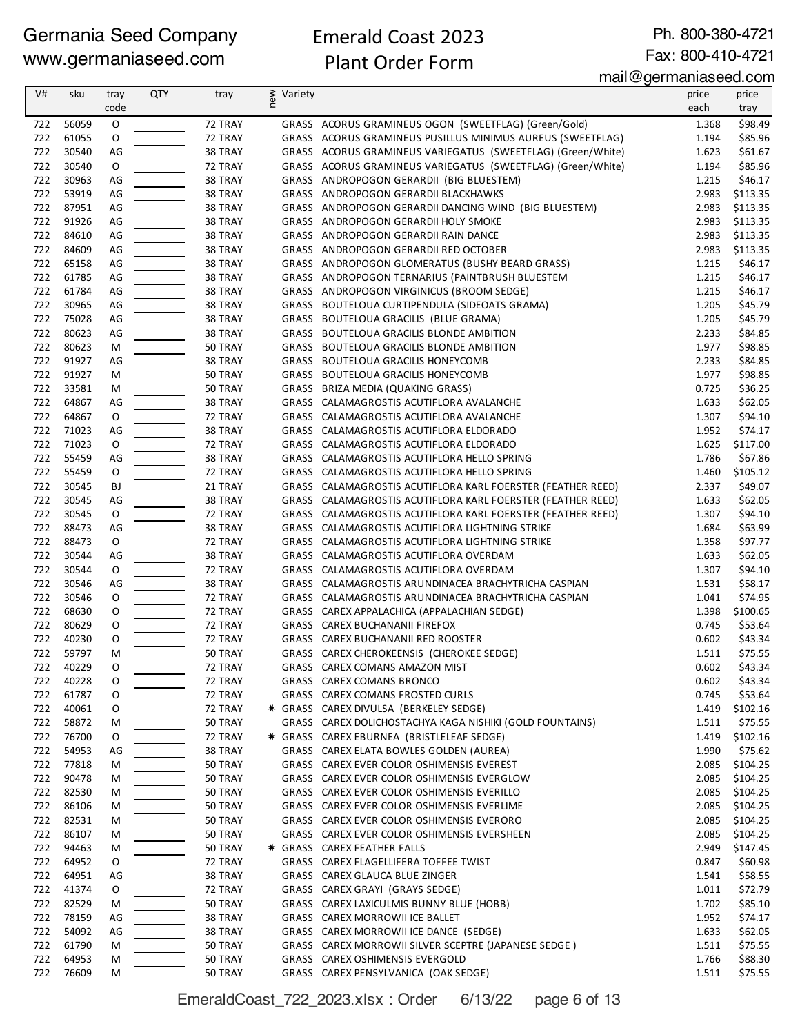Germania Seed Company
www.germaniaseed.com

# Emerald Coast 2023
## Plant Order Form

Ph. 800-380-4721
Fax: 800-410-4721
mail@germaniaseed.com

| V# | sku | tray code | QTY | tray | new | Variety | price each | price tray |
|---|---|---|---|---|---|---|---|---|
| 722 | 56059 | O | | 72 TRAY | | GRASS ACORUS GRAMINEUS OGON (SWEETFLAG) (Green/Gold) | 1.368 | $98.49 |
| 722 | 61055 | O | | 72 TRAY | | GRASS ACORUS GRAMINEUS PUSILLUS MINIMUS AUREUS (SWEETFLAG) | 1.194 | $85.96 |
| 722 | 30540 | AG | | 38 TRAY | | GRASS ACORUS GRAMINEUS VARIEGATUS (SWEETFLAG) (Green/White) | 1.623 | $61.67 |
| 722 | 30540 | O | | 72 TRAY | | GRASS ACORUS GRAMINEUS VARIEGATUS (SWEETFLAG) (Green/White) | 1.194 | $85.96 |
| 722 | 30963 | AG | | 38 TRAY | | GRASS ANDROPOGON GERARDII (BIG BLUESTEM) | 1.215 | $46.17 |
| 722 | 53919 | AG | | 38 TRAY | | GRASS ANDROPOGON GERARDII BLACKHAWKS | 2.983 | $113.35 |
| 722 | 87951 | AG | | 38 TRAY | | GRASS ANDROPOGON GERARDII DANCING WIND (BIG BLUESTEM) | 2.983 | $113.35 |
| 722 | 91926 | AG | | 38 TRAY | | GRASS ANDROPOGON GERARDII HOLY SMOKE | 2.983 | $113.35 |
| 722 | 84610 | AG | | 38 TRAY | | GRASS ANDROPOGON GERARDII RAIN DANCE | 2.983 | $113.35 |
| 722 | 84609 | AG | | 38 TRAY | | GRASS ANDROPOGON GERARDII RED OCTOBER | 2.983 | $113.35 |
| 722 | 65158 | AG | | 38 TRAY | | GRASS ANDROPOGON GLOMERATUS (BUSHY BEARD GRASS) | 1.215 | $46.17 |
| 722 | 61785 | AG | | 38 TRAY | | GRASS ANDROPOGON TERNARIUS (PAINTBRUSH BLUESTEM | 1.215 | $46.17 |
| 722 | 61784 | AG | | 38 TRAY | | GRASS ANDROPOGON VIRGINICUS (BROOM SEDGE) | 1.215 | $46.17 |
| 722 | 30965 | AG | | 38 TRAY | | GRASS BOUTELOUA CURTIPENDULA (SIDEOATS GRAMA) | 1.205 | $45.79 |
| 722 | 75028 | AG | | 38 TRAY | | GRASS BOUTELOUA GRACILIS (BLUE GRAMA) | 1.205 | $45.79 |
| 722 | 80623 | AG | | 38 TRAY | | GRASS BOUTELOUA GRACILIS BLONDE AMBITION | 2.233 | $84.85 |
| 722 | 80623 | M | | 50 TRAY | | GRASS BOUTELOUA GRACILIS BLONDE AMBITION | 1.977 | $98.85 |
| 722 | 91927 | AG | | 38 TRAY | | GRASS BOUTELOUA GRACILIS HONEYCOMB | 2.233 | $84.85 |
| 722 | 91927 | M | | 50 TRAY | | GRASS BOUTELOUA GRACILIS HONEYCOMB | 1.977 | $98.85 |
| 722 | 33581 | M | | 50 TRAY | | GRASS BRIZA MEDIA (QUAKING GRASS) | 0.725 | $36.25 |
| 722 | 64867 | AG | | 38 TRAY | | GRASS CALAMAGROSTIS ACUTIFLORA AVALANCHE | 1.633 | $62.05 |
| 722 | 64867 | O | | 72 TRAY | | GRASS CALAMAGROSTIS ACUTIFLORA AVALANCHE | 1.307 | $94.10 |
| 722 | 71023 | AG | | 38 TRAY | | GRASS CALAMAGROSTIS ACUTIFLORA ELDORADO | 1.952 | $74.17 |
| 722 | 71023 | O | | 72 TRAY | | GRASS CALAMAGROSTIS ACUTIFLORA ELDORADO | 1.625 | $117.00 |
| 722 | 55459 | AG | | 38 TRAY | | GRASS CALAMAGROSTIS ACUTIFLORA HELLO SPRING | 1.786 | $67.86 |
| 722 | 55459 | O | | 72 TRAY | | GRASS CALAMAGROSTIS ACUTIFLORA HELLO SPRING | 1.460 | $105.12 |
| 722 | 30545 | BJ | | 21 TRAY | | GRASS CALAMAGROSTIS ACUTIFLORA KARL FOERSTER (FEATHER REED) | 2.337 | $49.07 |
| 722 | 30545 | AG | | 38 TRAY | | GRASS CALAMAGROSTIS ACUTIFLORA KARL FOERSTER (FEATHER REED) | 1.633 | $62.05 |
| 722 | 30545 | O | | 72 TRAY | | GRASS CALAMAGROSTIS ACUTIFLORA KARL FOERSTER (FEATHER REED) | 1.307 | $94.10 |
| 722 | 88473 | AG | | 38 TRAY | | GRASS CALAMAGROSTIS ACUTIFLORA LIGHTNING STRIKE | 1.684 | $63.99 |
| 722 | 88473 | O | | 72 TRAY | | GRASS CALAMAGROSTIS ACUTIFLORA LIGHTNING STRIKE | 1.358 | $97.77 |
| 722 | 30544 | AG | | 38 TRAY | | GRASS CALAMAGROSTIS ACUTIFLORA OVERDAM | 1.633 | $62.05 |
| 722 | 30544 | O | | 72 TRAY | | GRASS CALAMAGROSTIS ACUTIFLORA OVERDAM | 1.307 | $94.10 |
| 722 | 30546 | AG | | 38 TRAY | | GRASS CALAMAGROSTIS ARUNDINACEA BRACHYTRICHA CASPIAN | 1.531 | $58.17 |
| 722 | 30546 | O | | 72 TRAY | | GRASS CALAMAGROSTIS ARUNDINACEA BRACHYTRICHA CASPIAN | 1.041 | $74.95 |
| 722 | 68630 | O | | 72 TRAY | | GRASS CAREX APPALACHICA (APPALACHIAN SEDGE) | 1.398 | $100.65 |
| 722 | 80629 | O | | 72 TRAY | | GRASS CAREX BUCHANANII FIREFOX | 0.745 | $53.64 |
| 722 | 40230 | O | | 72 TRAY | | GRASS CAREX BUCHANANII RED ROOSTER | 0.602 | $43.34 |
| 722 | 59797 | M | | 50 TRAY | | GRASS CAREX CHEROKEENSIS (CHEROKEE SEDGE) | 1.511 | $75.55 |
| 722 | 40229 | O | | 72 TRAY | | GRASS CAREX COMANS AMAZON MIST | 0.602 | $43.34 |
| 722 | 40228 | O | | 72 TRAY | | GRASS CAREX COMANS BRONCO | 0.602 | $43.34 |
| 722 | 61787 | O | | 72 TRAY | | GRASS CAREX COMANS FROSTED CURLS | 0.745 | $53.64 |
| 722 | 40061 | O | | 72 TRAY | ✷ | GRASS CAREX DIVULSA (BERKELEY SEDGE) | 1.419 | $102.16 |
| 722 | 58872 | M | | 50 TRAY | | GRASS CAREX DOLICHOSTACHYA KAGA NISHIKI (GOLD FOUNTAINS) | 1.511 | $75.55 |
| 722 | 76700 | O | | 72 TRAY | ✷ | GRASS CAREX EBURNEA (BRISTLELEAF SEDGE) | 1.419 | $102.16 |
| 722 | 54953 | AG | | 38 TRAY | | GRASS CAREX ELATA BOWLES GOLDEN (AUREA) | 1.990 | $75.62 |
| 722 | 77818 | M | | 50 TRAY | | GRASS CAREX EVER COLOR OSHIMENSIS EVEREST | 2.085 | $104.25 |
| 722 | 90478 | M | | 50 TRAY | | GRASS CAREX EVER COLOR OSHIMENSIS EVERGLOW | 2.085 | $104.25 |
| 722 | 82530 | M | | 50 TRAY | | GRASS CAREX EVER COLOR OSHIMENSIS EVERILLO | 2.085 | $104.25 |
| 722 | 86106 | M | | 50 TRAY | | GRASS CAREX EVER COLOR OSHIMENSIS EVERLIME | 2.085 | $104.25 |
| 722 | 82531 | M | | 50 TRAY | | GRASS CAREX EVER COLOR OSHIMENSIS EVERORO | 2.085 | $104.25 |
| 722 | 86107 | M | | 50 TRAY | | GRASS CAREX EVER COLOR OSHIMENSIS EVERSHEEN | 2.085 | $104.25 |
| 722 | 94463 | M | | 50 TRAY | ✷ | GRASS CAREX FEATHER FALLS | 2.949 | $147.45 |
| 722 | 64952 | O | | 72 TRAY | | GRASS CAREX FLAGELLIFERA TOFFEE TWIST | 0.847 | $60.98 |
| 722 | 64951 | AG | | 38 TRAY | | GRASS CAREX GLAUCA BLUE ZINGER | 1.541 | $58.55 |
| 722 | 41374 | O | | 72 TRAY | | GRASS CAREX GRAYI (GRAYS SEDGE) | 1.011 | $72.79 |
| 722 | 82529 | M | | 50 TRAY | | GRASS CAREX LAXICULMIS BUNNY BLUE (HOBB) | 1.702 | $85.10 |
| 722 | 78159 | AG | | 38 TRAY | | GRASS CAREX MORROWII ICE BALLET | 1.952 | $74.17 |
| 722 | 54092 | AG | | 38 TRAY | | GRASS CAREX MORROWII ICE DANCE (SEDGE) | 1.633 | $62.05 |
| 722 | 61790 | M | | 50 TRAY | | GRASS CAREX MORROWII SILVER SCEPTRE (JAPANESE SEDGE ) | 1.511 | $75.55 |
| 722 | 64953 | M | | 50 TRAY | | GRASS CAREX OSHIMENSIS EVERGOLD | 1.766 | $88.30 |
| 722 | 76609 | M | | 50 TRAY | | GRASS CAREX PENSYLVANICA (OAK SEDGE) | 1.511 | $75.55 |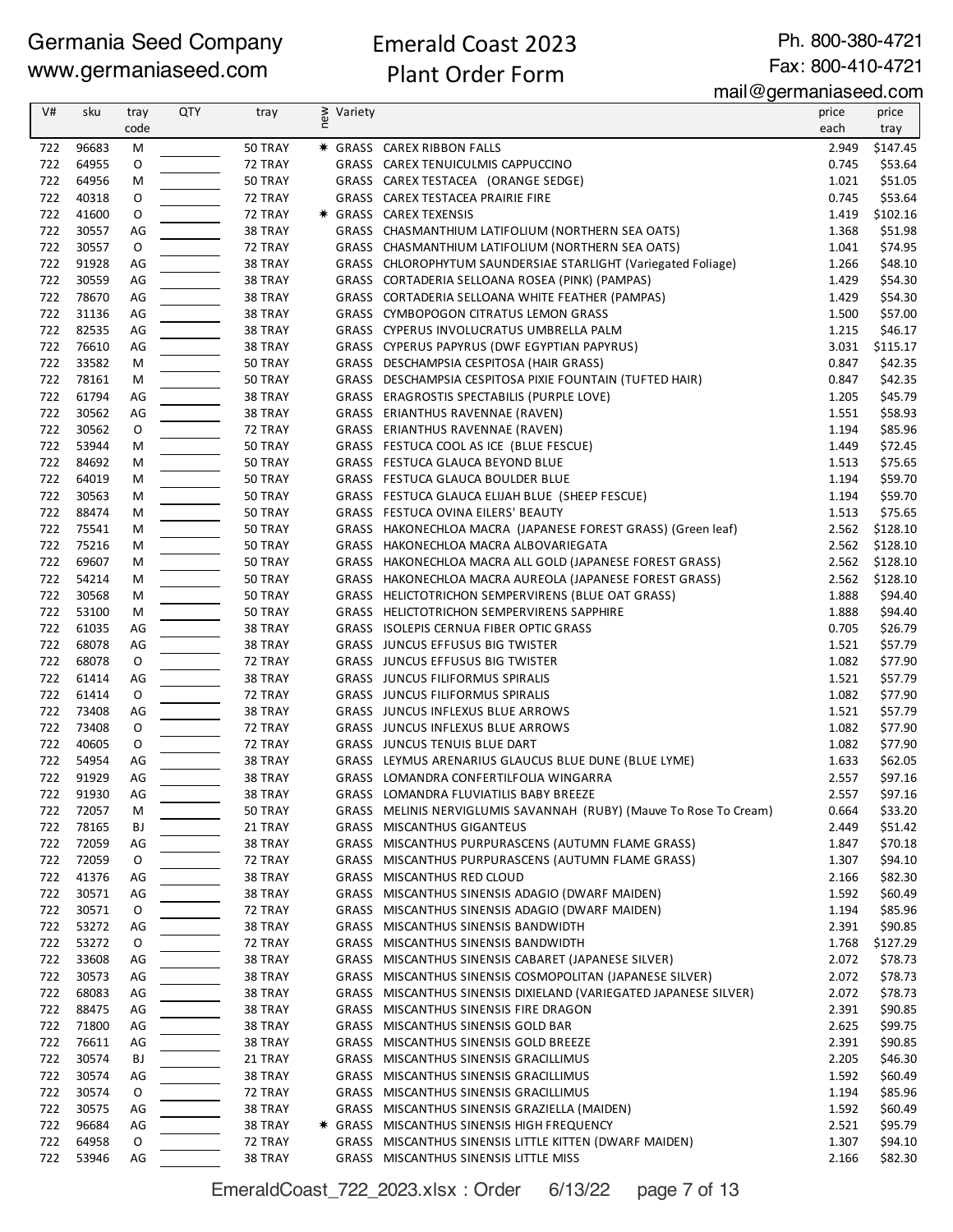Germania Seed Company
www.germaniaseed.com

# Emerald Coast 2023 Plant Order Form

Ph. 800-380-4721
Fax: 800-410-4721
mail@germaniaseed.com

| V# | sku | tray code | QTY | tray | new | Variety | price each | price tray |
|---|---|---|---|---|---|---|---|---|
| 722 | 96683 | M | | 50 TRAY | * | GRASS CAREX RIBBON FALLS | 2.949 | $147.45 |
| 722 | 64955 | O | | 72 TRAY | | GRASS CAREX TENUICULMIS CAPPUCCINO | 0.745 | $53.64 |
| 722 | 64956 | M | | 50 TRAY | | GRASS CAREX TESTACEA (ORANGE SEDGE) | 1.021 | $51.05 |
| 722 | 40318 | O | | 72 TRAY | | GRASS CAREX TESTACEA PRAIRIE FIRE | 0.745 | $53.64 |
| 722 | 41600 | O | | 72 TRAY | * | GRASS CAREX TEXENSIS | 1.419 | $102.16 |
| 722 | 30557 | AG | | 38 TRAY | | GRASS CHASMANTHIUM LATIFOLIUM (NORTHERN SEA OATS) | 1.368 | $51.98 |
| 722 | 30557 | O | | 72 TRAY | | GRASS CHASMANTHIUM LATIFOLIUM (NORTHERN SEA OATS) | 1.041 | $74.95 |
| 722 | 91928 | AG | | 38 TRAY | | GRASS CHLOROPHYTUM SAUNDERSIAE STARLIGHT (Variegated Foliage) | 1.266 | $48.10 |
| 722 | 30559 | AG | | 38 TRAY | | GRASS CORTADERIA SELLOANA ROSEA (PINK) (PAMPAS) | 1.429 | $54.30 |
| 722 | 78670 | AG | | 38 TRAY | | GRASS CORTADERIA SELLOANA WHITE FEATHER (PAMPAS) | 1.429 | $54.30 |
| 722 | 31136 | AG | | 38 TRAY | | GRASS CYMBOPOGON CITRATUS LEMON GRASS | 1.500 | $57.00 |
| 722 | 82535 | AG | | 38 TRAY | | GRASS CYPERUS INVOLUCRATUS UMBRELLA PALM | 1.215 | $46.17 |
| 722 | 76610 | AG | | 38 TRAY | | GRASS CYPERUS PAPYRUS (DWF EGYPTIAN PAPYRUS) | 3.031 | $115.17 |
| 722 | 33582 | M | | 50 TRAY | | GRASS DESCHAMPSIA CESPITOSA (HAIR GRASS) | 0.847 | $42.35 |
| 722 | 78161 | M | | 50 TRAY | | GRASS DESCHAMPSIA CESPITOSA PIXIE FOUNTAIN (TUFTED HAIR) | 0.847 | $42.35 |
| 722 | 61794 | AG | | 38 TRAY | | GRASS ERAGROSTIS SPECTABILIS (PURPLE LOVE) | 1.205 | $45.79 |
| 722 | 30562 | AG | | 38 TRAY | | GRASS ERIANTHUS RAVENNAE (RAVEN) | 1.551 | $58.93 |
| 722 | 30562 | O | | 72 TRAY | | GRASS ERIANTHUS RAVENNAE (RAVEN) | 1.194 | $85.96 |
| 722 | 53944 | M | | 50 TRAY | | GRASS FESTUCA COOL AS ICE (BLUE FESCUE) | 1.449 | $72.45 |
| 722 | 84692 | M | | 50 TRAY | | GRASS FESTUCA GLAUCA BEYOND BLUE | 1.513 | $75.65 |
| 722 | 64019 | M | | 50 TRAY | | GRASS FESTUCA GLAUCA BOULDER BLUE | 1.194 | $59.70 |
| 722 | 30563 | M | | 50 TRAY | | GRASS FESTUCA GLAUCA ELIJAH BLUE (SHEEP FESCUE) | 1.194 | $59.70 |
| 722 | 88474 | M | | 50 TRAY | | GRASS FESTUCA OVINA EILERS' BEAUTY | 1.513 | $75.65 |
| 722 | 75541 | M | | 50 TRAY | | GRASS HAKONECHLOA MACRA (JAPANESE FOREST GRASS) (Green leaf) | 2.562 | $128.10 |
| 722 | 75216 | M | | 50 TRAY | | GRASS HAKONECHLOA MACRA ALBOVARIEGATA | 2.562 | $128.10 |
| 722 | 69607 | M | | 50 TRAY | | GRASS HAKONECHLOA MACRA ALL GOLD (JAPANESE FOREST GRASS) | 2.562 | $128.10 |
| 722 | 54214 | M | | 50 TRAY | | GRASS HAKONECHLOA MACRA AUREOLA (JAPANESE FOREST GRASS) | 2.562 | $128.10 |
| 722 | 30568 | M | | 50 TRAY | | GRASS HELICTOTRICHON SEMPERVIRENS (BLUE OAT GRASS) | 1.888 | $94.40 |
| 722 | 53100 | M | | 50 TRAY | | GRASS HELICTOTRICHON SEMPERVIRENS SAPPHIRE | 1.888 | $94.40 |
| 722 | 61035 | AG | | 38 TRAY | | GRASS ISOLEPIS CERNUA FIBER OPTIC GRASS | 0.705 | $26.79 |
| 722 | 68078 | AG | | 38 TRAY | | GRASS JUNCUS EFFUSUS BIG TWISTER | 1.521 | $57.79 |
| 722 | 68078 | O | | 72 TRAY | | GRASS JUNCUS EFFUSUS BIG TWISTER | 1.082 | $77.90 |
| 722 | 61414 | AG | | 38 TRAY | | GRASS JUNCUS FILIFORMUS SPIRALIS | 1.521 | $57.79 |
| 722 | 61414 | O | | 72 TRAY | | GRASS JUNCUS FILIFORMUS SPIRALIS | 1.082 | $77.90 |
| 722 | 73408 | AG | | 38 TRAY | | GRASS JUNCUS INFLEXUS BLUE ARROWS | 1.521 | $57.79 |
| 722 | 73408 | O | | 72 TRAY | | GRASS JUNCUS INFLEXUS BLUE ARROWS | 1.082 | $77.90 |
| 722 | 40605 | O | | 72 TRAY | | GRASS JUNCUS TENUIS BLUE DART | 1.082 | $77.90 |
| 722 | 54954 | AG | | 38 TRAY | | GRASS LEYMUS ARENARIUS GLAUCUS BLUE DUNE (BLUE LYME) | 1.633 | $62.05 |
| 722 | 91929 | AG | | 38 TRAY | | GRASS LOMANDRA CONFERTILFOLIA WINGARRA | 2.557 | $97.16 |
| 722 | 91930 | AG | | 38 TRAY | | GRASS LOMANDRA FLUVIATILIS BABY BREEZE | 2.557 | $97.16 |
| 722 | 72057 | M | | 50 TRAY | | GRASS MELINIS NERVIGLUMIS SAVANNAH (RUBY) (Mauve To Rose To Cream) | 0.664 | $33.20 |
| 722 | 78165 | BJ | | 21 TRAY | | GRASS MISCANTHUS GIGANTEUS | 2.449 | $51.42 |
| 722 | 72059 | AG | | 38 TRAY | | GRASS MISCANTHUS PURPURASCENS (AUTUMN FLAME GRASS) | 1.847 | $70.18 |
| 722 | 72059 | O | | 72 TRAY | | GRASS MISCANTHUS PURPURASCENS (AUTUMN FLAME GRASS) | 1.307 | $94.10 |
| 722 | 41376 | AG | | 38 TRAY | | GRASS MISCANTHUS RED CLOUD | 2.166 | $82.30 |
| 722 | 30571 | AG | | 38 TRAY | | GRASS MISCANTHUS SINENSIS ADAGIO (DWARF MAIDEN) | 1.592 | $60.49 |
| 722 | 30571 | O | | 72 TRAY | | GRASS MISCANTHUS SINENSIS ADAGIO (DWARF MAIDEN) | 1.194 | $85.96 |
| 722 | 53272 | AG | | 38 TRAY | | GRASS MISCANTHUS SINENSIS BANDWIDTH | 2.391 | $90.85 |
| 722 | 53272 | O | | 72 TRAY | | GRASS MISCANTHUS SINENSIS BANDWIDTH | 1.768 | $127.29 |
| 722 | 33608 | AG | | 38 TRAY | | GRASS MISCANTHUS SINENSIS CABARET (JAPANESE SILVER) | 2.072 | $78.73 |
| 722 | 30573 | AG | | 38 TRAY | | GRASS MISCANTHUS SINENSIS COSMOPOLITAN (JAPANESE SILVER) | 2.072 | $78.73 |
| 722 | 68083 | AG | | 38 TRAY | | GRASS MISCANTHUS SINENSIS DIXIELAND (VARIEGATED JAPANESE SILVER) | 2.072 | $78.73 |
| 722 | 88475 | AG | | 38 TRAY | | GRASS MISCANTHUS SINENSIS FIRE DRAGON | 2.391 | $90.85 |
| 722 | 71800 | AG | | 38 TRAY | | GRASS MISCANTHUS SINENSIS GOLD BAR | 2.625 | $99.75 |
| 722 | 76611 | AG | | 38 TRAY | | GRASS MISCANTHUS SINENSIS GOLD BREEZE | 2.391 | $90.85 |
| 722 | 30574 | BJ | | 21 TRAY | | GRASS MISCANTHUS SINENSIS GRACILLIMUS | 2.205 | $46.30 |
| 722 | 30574 | AG | | 38 TRAY | | GRASS MISCANTHUS SINENSIS GRACILLIMUS | 1.592 | $60.49 |
| 722 | 30574 | O | | 72 TRAY | | GRASS MISCANTHUS SINENSIS GRACILLIMUS | 1.194 | $85.96 |
| 722 | 30575 | AG | | 38 TRAY | | GRASS MISCANTHUS SINENSIS GRAZIELLA (MAIDEN) | 1.592 | $60.49 |
| 722 | 96684 | AG | | 38 TRAY | * | GRASS MISCANTHUS SINENSIS HIGH FREQUENCY | 2.521 | $95.79 |
| 722 | 64958 | O | | 72 TRAY | | GRASS MISCANTHUS SINENSIS LITTLE KITTEN (DWARF MAIDEN) | 1.307 | $94.10 |
| 722 | 53946 | AG | | 38 TRAY | | GRASS MISCANTHUS SINENSIS LITTLE MISS | 2.166 | $82.30 |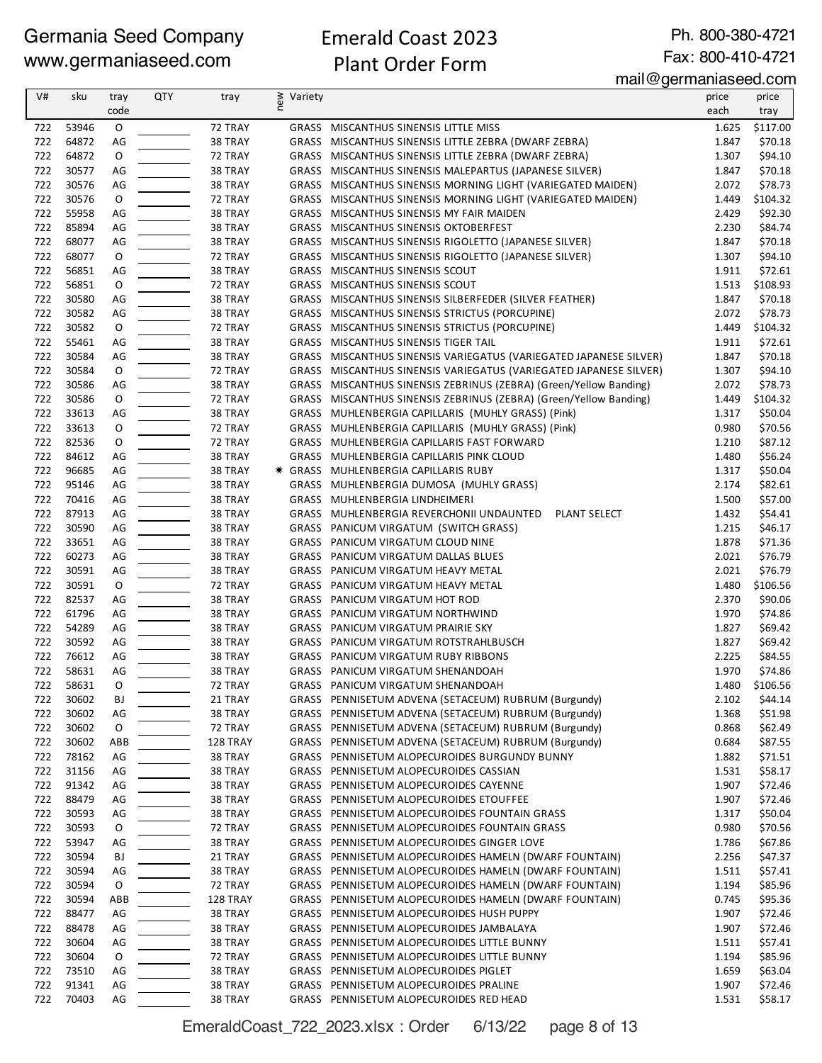Germania Seed Company
www.germaniaseed.com

Emerald Coast 2023
Plant Order Form

Ph. 800-380-4721
Fax: 800-410-4721
mail@germaniaseed.com

| V# | sku | tray code | QTY | tray | new | Variety | | price each | price tray |
|---|---|---|---|---|---|---|---|---|---|
| 722 | 53946 | O | | 72 TRAY | | GRASS | MISCANTHUS SINENSIS LITTLE MISS | 1.625 | $117.00 |
| 722 | 64872 | AG | | 38 TRAY | | GRASS | MISCANTHUS SINENSIS LITTLE ZEBRA (DWARF ZEBRA) | 1.847 | $70.18 |
| 722 | 64872 | O | | 72 TRAY | | GRASS | MISCANTHUS SINENSIS LITTLE ZEBRA (DWARF ZEBRA) | 1.307 | $94.10 |
| 722 | 30577 | AG | | 38 TRAY | | GRASS | MISCANTHUS SINENSIS MALEPARTUS (JAPANESE SILVER) | 1.847 | $70.18 |
| 722 | 30576 | AG | | 38 TRAY | | GRASS | MISCANTHUS SINENSIS MORNING LIGHT (VARIEGATED MAIDEN) | 2.072 | $78.73 |
| 722 | 30576 | O | | 72 TRAY | | GRASS | MISCANTHUS SINENSIS MORNING LIGHT (VARIEGATED MAIDEN) | 1.449 | $104.32 |
| 722 | 55958 | AG | | 38 TRAY | | GRASS | MISCANTHUS SINENSIS MY FAIR MAIDEN | 2.429 | $92.30 |
| 722 | 85894 | AG | | 38 TRAY | | GRASS | MISCANTHUS SINENSIS OKTOBERFEST | 2.230 | $84.74 |
| 722 | 68077 | AG | | 38 TRAY | | GRASS | MISCANTHUS SINENSIS RIGOLETTO (JAPANESE SILVER) | 1.847 | $70.18 |
| 722 | 68077 | O | | 72 TRAY | | GRASS | MISCANTHUS SINENSIS RIGOLETTO (JAPANESE SILVER) | 1.307 | $94.10 |
| 722 | 56851 | AG | | 38 TRAY | | GRASS | MISCANTHUS SINENSIS SCOUT | 1.911 | $72.61 |
| 722 | 56851 | O | | 72 TRAY | | GRASS | MISCANTHUS SINENSIS SCOUT | 1.513 | $108.93 |
| 722 | 30580 | AG | | 38 TRAY | | GRASS | MISCANTHUS SINENSIS SILBERFEDER (SILVER FEATHER) | 1.847 | $70.18 |
| 722 | 30582 | AG | | 38 TRAY | | GRASS | MISCANTHUS SINENSIS STRICTUS (PORCUPINE) | 2.072 | $78.73 |
| 722 | 30582 | O | | 72 TRAY | | GRASS | MISCANTHUS SINENSIS STRICTUS (PORCUPINE) | 1.449 | $104.32 |
| 722 | 55461 | AG | | 38 TRAY | | GRASS | MISCANTHUS SINENSIS TIGER TAIL | 1.911 | $72.61 |
| 722 | 30584 | AG | | 38 TRAY | | GRASS | MISCANTHUS SINENSIS VARIEGATUS (VARIEGATED JAPANESE SILVER) | 1.847 | $70.18 |
| 722 | 30584 | O | | 72 TRAY | | GRASS | MISCANTHUS SINENSIS VARIEGATUS (VARIEGATED JAPANESE SILVER) | 1.307 | $94.10 |
| 722 | 30586 | AG | | 38 TRAY | | GRASS | MISCANTHUS SINENSIS ZEBRINUS (ZEBRA) (Green/Yellow Banding) | 2.072 | $78.73 |
| 722 | 30586 | O | | 72 TRAY | | GRASS | MISCANTHUS SINENSIS ZEBRINUS (ZEBRA) (Green/Yellow Banding) | 1.449 | $104.32 |
| 722 | 33613 | AG | | 38 TRAY | | GRASS | MUHLENBERGIA CAPILLARIS (MUHLY GRASS) (Pink) | 1.317 | $50.04 |
| 722 | 33613 | O | | 72 TRAY | | GRASS | MUHLENBERGIA CAPILLARIS (MUHLY GRASS) (Pink) | 0.980 | $70.56 |
| 722 | 82536 | O | | 72 TRAY | | GRASS | MUHLENBERGIA CAPILLARIS FAST FORWARD | 1.210 | $87.12 |
| 722 | 84612 | AG | | 38 TRAY | | GRASS | MUHLENBERGIA CAPILLARIS PINK CLOUD | 1.480 | $56.24 |
| 722 | 96685 | AG | | 38 TRAY | * | GRASS | MUHLENBERGIA CAPILLARIS RUBY | 1.317 | $50.04 |
| 722 | 95146 | AG | | 38 TRAY | | GRASS | MUHLENBERGIA DUMOSA (MUHLY GRASS) | 2.174 | $82.61 |
| 722 | 70416 | AG | | 38 TRAY | | GRASS | MUHLENBERGIA LINDHEIMERI | 1.500 | $57.00 |
| 722 | 87913 | AG | | 38 TRAY | | GRASS | MUHLENBERGIA REVERCHONII UNDAUNTED PLANT SELECT | 1.432 | $54.41 |
| 722 | 30590 | AG | | 38 TRAY | | GRASS | PANICUM VIRGATUM (SWITCH GRASS) | 1.215 | $46.17 |
| 722 | 33651 | AG | | 38 TRAY | | GRASS | PANICUM VIRGATUM CLOUD NINE | 1.878 | $71.36 |
| 722 | 60273 | AG | | 38 TRAY | | GRASS | PANICUM VIRGATUM DALLAS BLUES | 2.021 | $76.79 |
| 722 | 30591 | AG | | 38 TRAY | | GRASS | PANICUM VIRGATUM HEAVY METAL | 2.021 | $76.79 |
| 722 | 30591 | O | | 72 TRAY | | GRASS | PANICUM VIRGATUM HEAVY METAL | 1.480 | $106.56 |
| 722 | 82537 | AG | | 38 TRAY | | GRASS | PANICUM VIRGATUM HOT ROD | 2.370 | $90.06 |
| 722 | 61796 | AG | | 38 TRAY | | GRASS | PANICUM VIRGATUM NORTHWIND | 1.970 | $74.86 |
| 722 | 54289 | AG | | 38 TRAY | | GRASS | PANICUM VIRGATUM PRAIRIE SKY | 1.827 | $69.42 |
| 722 | 30592 | AG | | 38 TRAY | | GRASS | PANICUM VIRGATUM ROTSTRAHLBUSCH | 1.827 | $69.42 |
| 722 | 76612 | AG | | 38 TRAY | | GRASS | PANICUM VIRGATUM RUBY RIBBONS | 2.225 | $84.55 |
| 722 | 58631 | AG | | 38 TRAY | | GRASS | PANICUM VIRGATUM SHENANDOAH | 1.970 | $74.86 |
| 722 | 58631 | O | | 72 TRAY | | GRASS | PANICUM VIRGATUM SHENANDOAH | 1.480 | $106.56 |
| 722 | 30602 | BJ | | 21 TRAY | | GRASS | PENNISETUM ADVENA (SETACEUM) RUBRUM (Burgundy) | 2.102 | $44.14 |
| 722 | 30602 | AG | | 38 TRAY | | GRASS | PENNISETUM ADVENA (SETACEUM) RUBRUM (Burgundy) | 1.368 | $51.98 |
| 722 | 30602 | O | | 72 TRAY | | GRASS | PENNISETUM ADVENA (SETACEUM) RUBRUM (Burgundy) | 0.868 | $62.49 |
| 722 | 30602 | ABB | | 128 TRAY | | GRASS | PENNISETUM ADVENA (SETACEUM) RUBRUM (Burgundy) | 0.684 | $87.55 |
| 722 | 78162 | AG | | 38 TRAY | | GRASS | PENNISETUM ALOPECUROIDES BURGUNDY BUNNY | 1.882 | $71.51 |
| 722 | 31156 | AG | | 38 TRAY | | GRASS | PENNISETUM ALOPECUROIDES CASSIAN | 1.531 | $58.17 |
| 722 | 91342 | AG | | 38 TRAY | | GRASS | PENNISETUM ALOPECUROIDES CAYENNE | 1.907 | $72.46 |
| 722 | 88479 | AG | | 38 TRAY | | GRASS | PENNISETUM ALOPECUROIDES ETOUFFEE | 1.907 | $72.46 |
| 722 | 30593 | AG | | 38 TRAY | | GRASS | PENNISETUM ALOPECUROIDES FOUNTAIN GRASS | 1.317 | $50.04 |
| 722 | 30593 | O | | 72 TRAY | | GRASS | PENNISETUM ALOPECUROIDES FOUNTAIN GRASS | 0.980 | $70.56 |
| 722 | 53947 | AG | | 38 TRAY | | GRASS | PENNISETUM ALOPECUROIDES GINGER LOVE | 1.786 | $67.86 |
| 722 | 30594 | BJ | | 21 TRAY | | GRASS | PENNISETUM ALOPECUROIDES HAMELN (DWARF FOUNTAIN) | 2.256 | $47.37 |
| 722 | 30594 | AG | | 38 TRAY | | GRASS | PENNISETUM ALOPECUROIDES HAMELN (DWARF FOUNTAIN) | 1.511 | $57.41 |
| 722 | 30594 | O | | 72 TRAY | | GRASS | PENNISETUM ALOPECUROIDES HAMELN (DWARF FOUNTAIN) | 1.194 | $85.96 |
| 722 | 30594 | ABB | | 128 TRAY | | GRASS | PENNISETUM ALOPECUROIDES HAMELN (DWARF FOUNTAIN) | 0.745 | $95.36 |
| 722 | 88477 | AG | | 38 TRAY | | GRASS | PENNISETUM ALOPECUROIDES HUSH PUPPY | 1.907 | $72.46 |
| 722 | 88478 | AG | | 38 TRAY | | GRASS | PENNISETUM ALOPECUROIDES JAMBALAYA | 1.907 | $72.46 |
| 722 | 30604 | AG | | 38 TRAY | | GRASS | PENNISETUM ALOPECUROIDES LITTLE BUNNY | 1.511 | $57.41 |
| 722 | 30604 | O | | 72 TRAY | | GRASS | PENNISETUM ALOPECUROIDES LITTLE BUNNY | 1.194 | $85.96 |
| 722 | 73510 | AG | | 38 TRAY | | GRASS | PENNISETUM ALOPECUROIDES PIGLET | 1.659 | $63.04 |
| 722 | 91341 | AG | | 38 TRAY | | GRASS | PENNISETUM ALOPECUROIDES PRALINE | 1.907 | $72.46 |
| 722 | 70403 | AG | | 38 TRAY | | GRASS | PENNISETUM ALOPECUROIDES RED HEAD | 1.531 | $58.17 |

EmeraldCoast_722_2023.xlsx : Order 6/13/22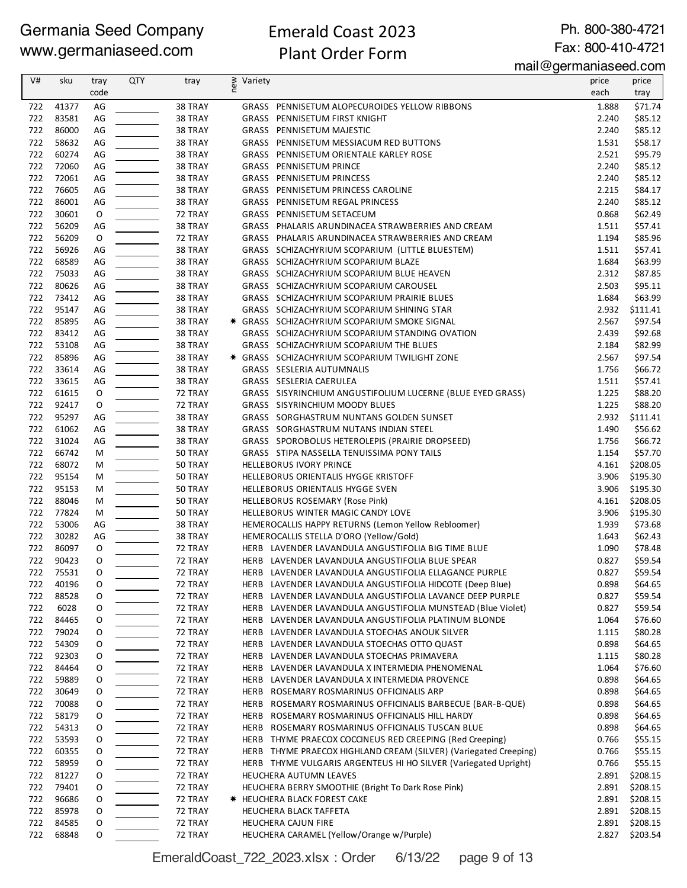# Germania Seed Company

www.germaniaseed.com

## Emerald Coast 2023 Plant Order Form

Ph. 800-380-4721
Fax: 800-410-4721
mail@germaniaseed.com

| V# | sku | tray code | QTY | tray | new | Variety | price each | price tray |
|---|---|---|---|---|---|---|---|---|
| 722 | 41377 | AG | | 38 TRAY | | GRASS PENNISETUM ALOPECUROIDES YELLOW RIBBONS | 1.888 | $71.74 |
| 722 | 83581 | AG | | 38 TRAY | | GRASS PENNISETUM FIRST KNIGHT | 2.240 | $85.12 |
| 722 | 86000 | AG | | 38 TRAY | | GRASS PENNISETUM MAJESTIC | 2.240 | $85.12 |
| 722 | 58632 | AG | | 38 TRAY | | GRASS PENNISETUM MESSIACUM RED BUTTONS | 1.531 | $58.17 |
| 722 | 60274 | AG | | 38 TRAY | | GRASS PENNISETUM ORIENTALE KARLEY ROSE | 2.521 | $95.79 |
| 722 | 72060 | AG | | 38 TRAY | | GRASS PENNISETUM PRINCE | 2.240 | $85.12 |
| 722 | 72061 | AG | | 38 TRAY | | GRASS PENNISETUM PRINCESS | 2.240 | $85.12 |
| 722 | 76605 | AG | | 38 TRAY | | GRASS PENNISETUM PRINCESS CAROLINE | 2.215 | $84.17 |
| 722 | 86001 | AG | | 38 TRAY | | GRASS PENNISETUM REGAL PRINCESS | 2.240 | $85.12 |
| 722 | 30601 | O | | 72 TRAY | | GRASS PENNISETUM SETACEUM | 0.868 | $62.49 |
| 722 | 56209 | AG | | 38 TRAY | | GRASS PHALARIS ARUNDINACEA STRAWBERRIES AND CREAM | 1.511 | $57.41 |
| 722 | 56209 | O | | 72 TRAY | | GRASS PHALARIS ARUNDINACEA STRAWBERRIES AND CREAM | 1.194 | $85.96 |
| 722 | 56926 | AG | | 38 TRAY | | GRASS SCHIZACHYRIUM SCOPARIUM (LITTLE BLUESTEM) | 1.511 | $57.41 |
| 722 | 68589 | AG | | 38 TRAY | | GRASS SCHIZACHYRIUM SCOPARIUM BLAZE | 1.684 | $63.99 |
| 722 | 75033 | AG | | 38 TRAY | | GRASS SCHIZACHYRIUM SCOPARIUM BLUE HEAVEN | 2.312 | $87.85 |
| 722 | 80626 | AG | | 38 TRAY | | GRASS SCHIZACHYRIUM SCOPARIUM CAROUSEL | 2.503 | $95.11 |
| 722 | 73412 | AG | | 38 TRAY | | GRASS SCHIZACHYRIUM SCOPARIUM PRAIRIE BLUES | 1.684 | $63.99 |
| 722 | 95147 | AG | | 38 TRAY | | GRASS SCHIZACHYRIUM SCOPARIUM SHINING STAR | 2.932 | $111.41 |
| 722 | 85895 | AG | | 38 TRAY | * | GRASS SCHIZACHYRIUM SCOPARIUM SMOKE SIGNAL | 2.567 | $97.54 |
| 722 | 83412 | AG | | 38 TRAY | | GRASS SCHIZACHYRIUM SCOPARIUM STANDING OVATION | 2.439 | $92.68 |
| 722 | 53108 | AG | | 38 TRAY | | GRASS SCHIZACHYRIUM SCOPARIUM THE BLUES | 2.184 | $82.99 |
| 722 | 85896 | AG | | 38 TRAY | * | GRASS SCHIZACHYRIUM SCOPARIUM TWILIGHT ZONE | 2.567 | $97.54 |
| 722 | 33614 | AG | | 38 TRAY | | GRASS SESLERIA AUTUMNALIS | 1.756 | $66.72 |
| 722 | 33615 | AG | | 38 TRAY | | GRASS SESLERIA CAERULEA | 1.511 | $57.41 |
| 722 | 61615 | O | | 72 TRAY | | GRASS SISYRINCHIUM ANGUSTIFOLIUM LUCERNE (BLUE EYED GRASS) | 1.225 | $88.20 |
| 722 | 92417 | O | | 72 TRAY | | GRASS SISYRINCHIUM MOODY BLUES | 1.225 | $88.20 |
| 722 | 95297 | AG | | 38 TRAY | | GRASS SORGHASTRUM NUNTANS GOLDEN SUNSET | 2.932 | $111.41 |
| 722 | 61062 | AG | | 38 TRAY | | GRASS SORGHASTRUM NUTANS INDIAN STEEL | 1.490 | $56.62 |
| 722 | 31024 | AG | | 38 TRAY | | GRASS SPOROBOLUS HETEROLEPIS (PRAIRIE DROPSEED) | 1.756 | $66.72 |
| 722 | 66742 | M | | 50 TRAY | | GRASS STIPA NASSELLA TENUISSIMA PONY TAILS | 1.154 | $57.70 |
| 722 | 68072 | M | | 50 TRAY | | HELLEBORUS IVORY PRINCE | 4.161 | $208.05 |
| 722 | 95154 | M | | 50 TRAY | | HELLEBORUS ORIENTALIS HYGGE KRISTOFF | 3.906 | $195.30 |
| 722 | 95153 | M | | 50 TRAY | | HELLEBORUS ORIENTALIS HYGGE SVEN | 3.906 | $195.30 |
| 722 | 88046 | M | | 50 TRAY | | HELLEBORUS ROSEMARY (Rose Pink) | 4.161 | $208.05 |
| 722 | 77824 | M | | 50 TRAY | | HELLEBORUS WINTER MAGIC CANDY LOVE | 3.906 | $195.30 |
| 722 | 53006 | AG | | 38 TRAY | | HEMEROCALLIS HAPPY RETURNS (Lemon Yellow Rebloomer) | 1.939 | $73.68 |
| 722 | 30282 | AG | | 38 TRAY | | HEMEROCALLIS STELLA D'ORO (Yellow/Gold) | 1.643 | $62.43 |
| 722 | 86097 | O | | 72 TRAY | | HERB LAVENDER LAVANDULA ANGUSTIFOLIA BIG TIME BLUE | 1.090 | $78.48 |
| 722 | 90423 | O | | 72 TRAY | | HERB LAVENDER LAVANDULA ANGUSTIFOLIA BLUE SPEAR | 0.827 | $59.54 |
| 722 | 75531 | O | | 72 TRAY | | HERB LAVENDER LAVANDULA ANGUSTIFOLIA ELLAGANCE PURPLE | 0.827 | $59.54 |
| 722 | 40196 | O | | 72 TRAY | | HERB LAVENDER LAVANDULA ANGUSTIFOLIA HIDCOTE (Deep Blue) | 0.898 | $64.65 |
| 722 | 88528 | O | | 72 TRAY | | HERB LAVENDER LAVANDULA ANGUSTIFOLIA LAVANCE DEEP PURPLE | 0.827 | $59.54 |
| 722 | 6028 | O | | 72 TRAY | | HERB LAVENDER LAVANDULA ANGUSTIFOLIA MUNSTEAD (Blue Violet) | 0.827 | $59.54 |
| 722 | 84465 | O | | 72 TRAY | | HERB LAVENDER LAVANDULA ANGUSTIFOLIA PLATINUM BLONDE | 1.064 | $76.60 |
| 722 | 79024 | O | | 72 TRAY | | HERB LAVENDER LAVANDULA STOECHAS ANOUK SILVER | 1.115 | $80.28 |
| 722 | 54309 | O | | 72 TRAY | | HERB LAVENDER LAVANDULA STOECHAS OTTO QUAST | 0.898 | $64.65 |
| 722 | 92303 | O | | 72 TRAY | | HERB LAVENDER LAVANDULA STOECHAS PRIMAVERA | 1.115 | $80.28 |
| 722 | 84464 | O | | 72 TRAY | | HERB LAVENDER LAVANDULA X INTERMEDIA PHENOMENAL | 1.064 | $76.60 |
| 722 | 59889 | O | | 72 TRAY | | HERB LAVENDER LAVANDULA X INTERMEDIA PROVENCE | 0.898 | $64.65 |
| 722 | 30649 | O | | 72 TRAY | | HERB ROSEMARY ROSMARINUS OFFICINALIS ARP | 0.898 | $64.65 |
| 722 | 70088 | O | | 72 TRAY | | HERB ROSEMARY ROSMARINUS OFFICINALIS BARBECUE (BAR-B-QUE) | 0.898 | $64.65 |
| 722 | 58179 | O | | 72 TRAY | | HERB ROSEMARY ROSMARINUS OFFICINALIS HILL HARDY | 0.898 | $64.65 |
| 722 | 54313 | O | | 72 TRAY | | HERB ROSEMARY ROSMARINUS OFFICINALIS TUSCAN BLUE | 0.898 | $64.65 |
| 722 | 53593 | O | | 72 TRAY | | HERB THYME PRAECOX COCCINEUS RED CREEPING (Red Creeping) | 0.766 | $55.15 |
| 722 | 60355 | O | | 72 TRAY | | HERB THYME PRAECOX HIGHLAND CREAM (SILVER) (Variegated Creeping) | 0.766 | $55.15 |
| 722 | 58959 | O | | 72 TRAY | | HERB THYME VULGARIS ARGENTEUS HI HO SILVER (Variegated Upright) | 0.766 | $55.15 |
| 722 | 81227 | O | | 72 TRAY | | HEUCHERA AUTUMN LEAVES | 2.891 | $208.15 |
| 722 | 79401 | O | | 72 TRAY | | HEUCHERA BERRY SMOOTHIE (Bright To Dark Rose Pink) | 2.891 | $208.15 |
| 722 | 96686 | O | | 72 TRAY | * | HEUCHERA BLACK FOREST CAKE | 2.891 | $208.15 |
| 722 | 85978 | O | | 72 TRAY | | HEUCHERA BLACK TAFFETA | 2.891 | $208.15 |
| 722 | 84585 | O | | 72 TRAY | | HEUCHERA CAJUN FIRE | 2.891 | $208.15 |
| 722 | 68848 | O | | 72 TRAY | | HEUCHERA CARAMEL (Yellow/Orange w/Purple) | 2.827 | $203.54 |

EmeraldCoast_722_2023.xlsx : Order 6/13/22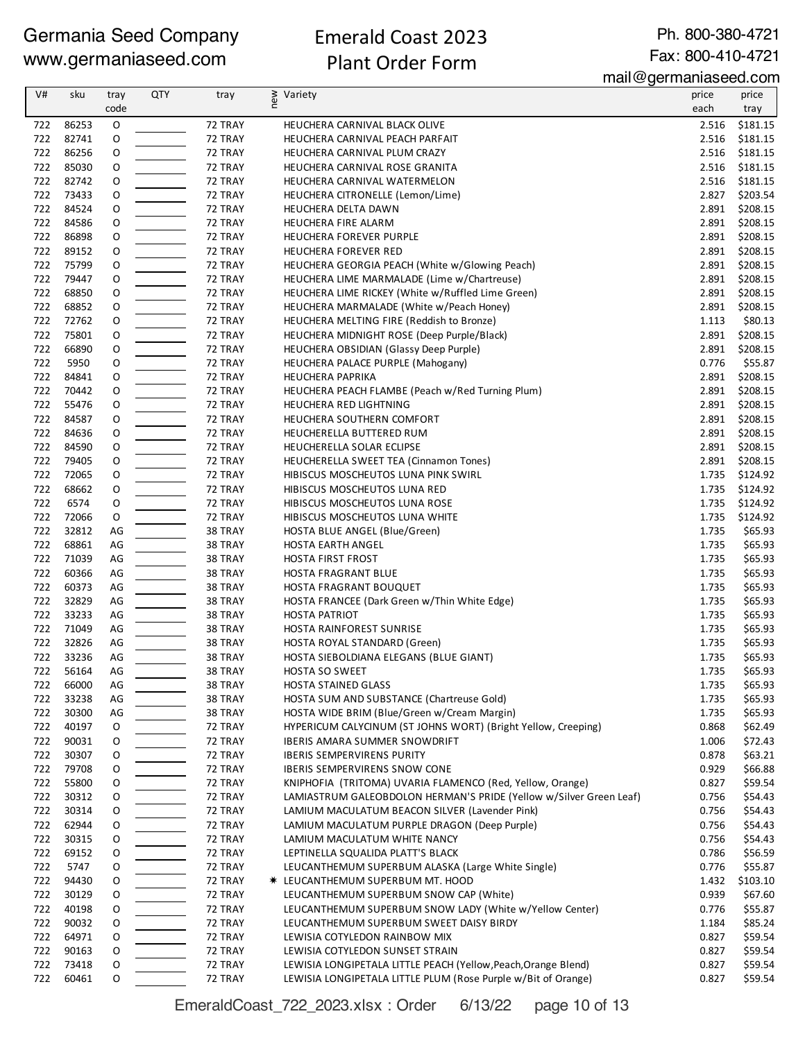Germania Seed Company
www.germaniaseed.com

# Emerald Coast 2023
# Plant Order Form

Ph. 800-380-4721
Fax: 800-410-4721
mail@germaniaseed.com

| V# | sku | tray code | QTY | tray | new | Variety | price each | price tray |
|---|---|---|---|---|---|---|---|---|
| 722 | 86253 | O | | 72 TRAY | | HEUCHERA CARNIVAL BLACK OLIVE | 2.516 | $181.15 |
| 722 | 82741 | O | | 72 TRAY | | HEUCHERA CARNIVAL PEACH PARFAIT | 2.516 | $181.15 |
| 722 | 86256 | O | | 72 TRAY | | HEUCHERA CARNIVAL PLUM CRAZY | 2.516 | $181.15 |
| 722 | 85030 | O | | 72 TRAY | | HEUCHERA CARNIVAL ROSE GRANITA | 2.516 | $181.15 |
| 722 | 82742 | O | | 72 TRAY | | HEUCHERA CARNIVAL WATERMELON | 2.516 | $181.15 |
| 722 | 73433 | O | | 72 TRAY | | HEUCHERA CITRONELLE (Lemon/Lime) | 2.827 | $203.54 |
| 722 | 84524 | O | | 72 TRAY | | HEUCHERA DELTA DAWN | 2.891 | $208.15 |
| 722 | 84586 | O | | 72 TRAY | | HEUCHERA FIRE ALARM | 2.891 | $208.15 |
| 722 | 86898 | O | | 72 TRAY | | HEUCHERA FOREVER PURPLE | 2.891 | $208.15 |
| 722 | 89152 | O | | 72 TRAY | | HEUCHERA FOREVER RED | 2.891 | $208.15 |
| 722 | 75799 | O | | 72 TRAY | | HEUCHERA GEORGIA PEACH (White w/Glowing Peach) | 2.891 | $208.15 |
| 722 | 79447 | O | | 72 TRAY | | HEUCHERA LIME MARMALADE (Lime w/Chartreuse) | 2.891 | $208.15 |
| 722 | 68850 | O | | 72 TRAY | | HEUCHERA LIME RICKEY (White w/Ruffled Lime Green) | 2.891 | $208.15 |
| 722 | 68852 | O | | 72 TRAY | | HEUCHERA MARMALADE (White w/Peach Honey) | 2.891 | $208.15 |
| 722 | 72762 | O | | 72 TRAY | | HEUCHERA MELTING FIRE (Reddish to Bronze) | 1.113 | $80.13 |
| 722 | 75801 | O | | 72 TRAY | | HEUCHERA MIDNIGHT ROSE (Deep Purple/Black) | 2.891 | $208.15 |
| 722 | 66890 | O | | 72 TRAY | | HEUCHERA OBSIDIAN (Glassy Deep Purple) | 2.891 | $208.15 |
| 722 | 5950 | O | | 72 TRAY | | HEUCHERA PALACE PURPLE (Mahogany) | 0.776 | $55.87 |
| 722 | 84841 | O | | 72 TRAY | | HEUCHERA PAPRIKA | 2.891 | $208.15 |
| 722 | 70442 | O | | 72 TRAY | | HEUCHERA PEACH FLAMBE (Peach w/Red Turning Plum) | 2.891 | $208.15 |
| 722 | 55476 | O | | 72 TRAY | | HEUCHERA RED LIGHTNING | 2.891 | $208.15 |
| 722 | 84587 | O | | 72 TRAY | | HEUCHERA SOUTHERN COMFORT | 2.891 | $208.15 |
| 722 | 84636 | O | | 72 TRAY | | HEUCHERELLA BUTTERED RUM | 2.891 | $208.15 |
| 722 | 84590 | O | | 72 TRAY | | HEUCHERELLA SOLAR ECLIPSE | 2.891 | $208.15 |
| 722 | 79405 | O | | 72 TRAY | | HEUCHERELLA SWEET TEA (Cinnamon Tones) | 2.891 | $208.15 |
| 722 | 72065 | O | | 72 TRAY | | HIBISCUS MOSCHEUTOS LUNA PINK SWIRL | 1.735 | $124.92 |
| 722 | 68662 | O | | 72 TRAY | | HIBISCUS MOSCHEUTOS LUNA RED | 1.735 | $124.92 |
| 722 | 6574 | O | | 72 TRAY | | HIBISCUS MOSCHEUTOS LUNA ROSE | 1.735 | $124.92 |
| 722 | 72066 | O | | 72 TRAY | | HIBISCUS MOSCHEUTOS LUNA WHITE | 1.735 | $124.92 |
| 722 | 32812 | AG | | 38 TRAY | | HOSTA BLUE ANGEL (Blue/Green) | 1.735 | $65.93 |
| 722 | 68861 | AG | | 38 TRAY | | HOSTA EARTH ANGEL | 1.735 | $65.93 |
| 722 | 71039 | AG | | 38 TRAY | | HOSTA FIRST FROST | 1.735 | $65.93 |
| 722 | 60366 | AG | | 38 TRAY | | HOSTA FRAGRANT BLUE | 1.735 | $65.93 |
| 722 | 60373 | AG | | 38 TRAY | | HOSTA FRAGRANT BOUQUET | 1.735 | $65.93 |
| 722 | 32829 | AG | | 38 TRAY | | HOSTA FRANCEE (Dark Green w/Thin White Edge) | 1.735 | $65.93 |
| 722 | 33233 | AG | | 38 TRAY | | HOSTA PATRIOT | 1.735 | $65.93 |
| 722 | 71049 | AG | | 38 TRAY | | HOSTA RAINFOREST SUNRISE | 1.735 | $65.93 |
| 722 | 32826 | AG | | 38 TRAY | | HOSTA ROYAL STANDARD (Green) | 1.735 | $65.93 |
| 722 | 33236 | AG | | 38 TRAY | | HOSTA SIEBOLDIANA ELEGANS (BLUE GIANT) | 1.735 | $65.93 |
| 722 | 56164 | AG | | 38 TRAY | | HOSTA SO SWEET | 1.735 | $65.93 |
| 722 | 66000 | AG | | 38 TRAY | | HOSTA STAINED GLASS | 1.735 | $65.93 |
| 722 | 33238 | AG | | 38 TRAY | | HOSTA SUM AND SUBSTANCE (Chartreuse Gold) | 1.735 | $65.93 |
| 722 | 30300 | AG | | 38 TRAY | | HOSTA WIDE BRIM (Blue/Green w/Cream Margin) | 1.735 | $65.93 |
| 722 | 40197 | O | | 72 TRAY | | HYPERICUM CALYCINUM (ST JOHNS WORT) (Bright Yellow, Creeping) | 0.868 | $62.49 |
| 722 | 90031 | O | | 72 TRAY | | IBERIS AMARA SUMMER SNOWDRIFT | 1.006 | $72.43 |
| 722 | 30307 | O | | 72 TRAY | | IBERIS SEMPERVIRENS PURITY | 0.878 | $63.21 |
| 722 | 79708 | O | | 72 TRAY | | IBERIS SEMPERVIRENS SNOW CONE | 0.929 | $66.88 |
| 722 | 55800 | O | | 72 TRAY | | KNIPHOFIA (TRITOMA) UVARIA FLAMENCO (Red, Yellow, Orange) | 0.827 | $59.54 |
| 722 | 30312 | O | | 72 TRAY | | LAMIASTRUM GALEOBDOLON HERMAN'S PRIDE (Yellow w/Silver Green Leaf) | 0.756 | $54.43 |
| 722 | 30314 | O | | 72 TRAY | | LAMIUM MACULATUM BEACON SILVER (Lavender Pink) | 0.756 | $54.43 |
| 722 | 62944 | O | | 72 TRAY | | LAMIUM MACULATUM PURPLE DRAGON (Deep Purple) | 0.756 | $54.43 |
| 722 | 30315 | O | | 72 TRAY | | LAMIUM MACULATUM WHITE NANCY | 0.756 | $54.43 |
| 722 | 69152 | O | | 72 TRAY | | LEPTINELLA SQUALIDA PLATT'S BLACK | 0.786 | $56.59 |
| 722 | 5747 | O | | 72 TRAY | | LEUCANTHEMUM SUPERBUM ALASKA (Large White Single) | 0.776 | $55.87 |
| 722 | 94430 | O | | 72 TRAY | * | LEUCANTHEMUM SUPERBUM MT. HOOD | 1.432 | $103.10 |
| 722 | 30129 | O | | 72 TRAY | | LEUCANTHEMUM SUPERBUM SNOW CAP (White) | 0.939 | $67.60 |
| 722 | 40198 | O | | 72 TRAY | | LEUCANTHEMUM SUPERBUM SNOW LADY (White w/Yellow Center) | 0.776 | $55.87 |
| 722 | 90032 | O | | 72 TRAY | | LEUCANTHEMUM SUPERBUM SWEET DAISY BIRDY | 1.184 | $85.24 |
| 722 | 64971 | O | | 72 TRAY | | LEWISIA COTYLEDON RAINBOW MIX | 0.827 | $59.54 |
| 722 | 90163 | O | | 72 TRAY | | LEWISIA COTYLEDON SUNSET STRAIN | 0.827 | $59.54 |
| 722 | 73418 | O | | 72 TRAY | | LEWISIA LONGIPETALA LITTLE PEACH (Yellow,Peach,Orange Blend) | 0.827 | $59.54 |
| 722 | 60461 | O | | 72 TRAY | | LEWISIA LONGIPETALA LITTLE PLUM (Rose Purple w/Bit of Orange) | 0.827 | $59.54 |

EmeraldCoast_722_2023.xlsx : Order 6/13/22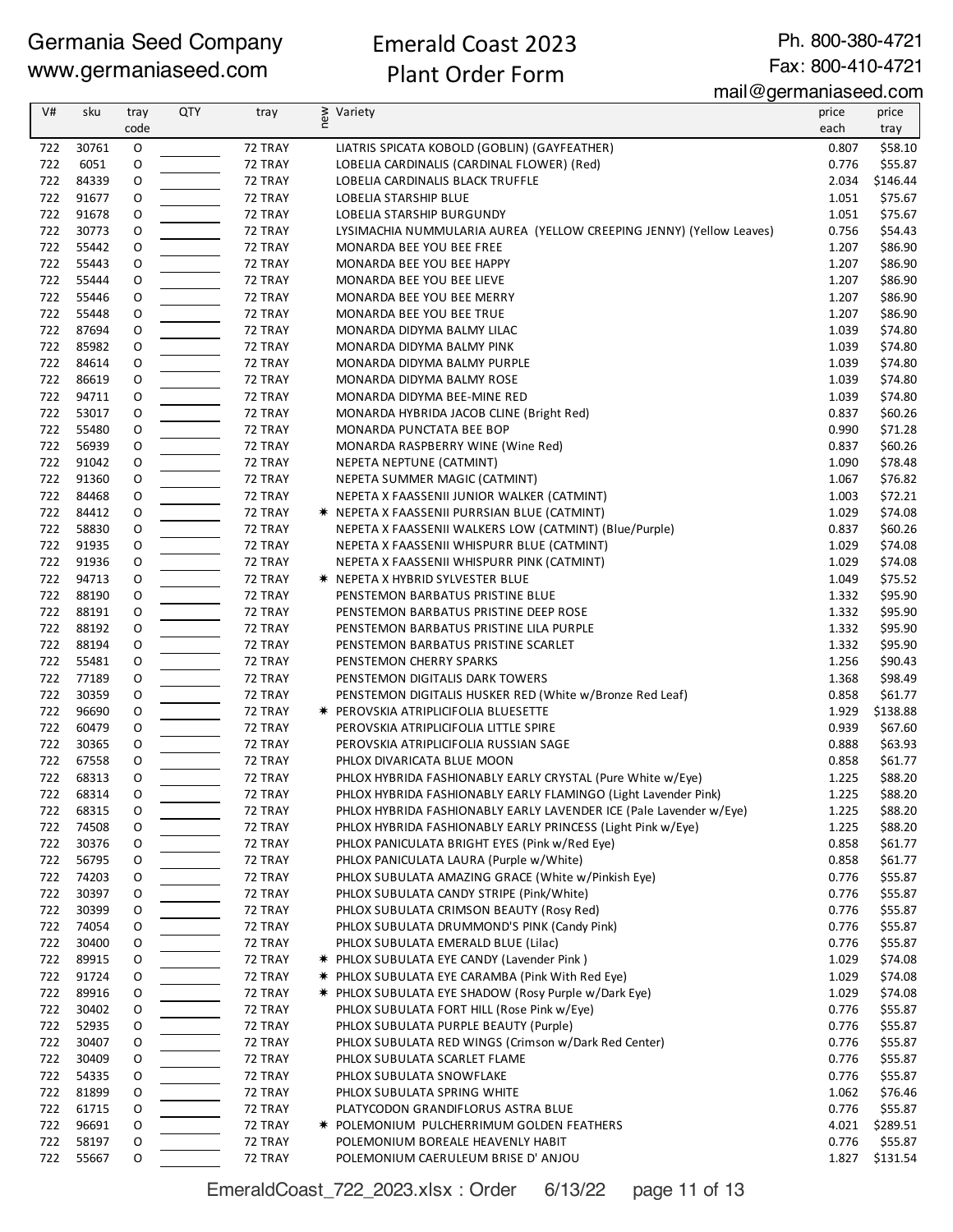Germania Seed Company
www.germaniaseed.com

# Emerald Coast 2023 Plant Order Form

Ph. 800-380-4721
Fax: 800-410-4721
mail@germaniaseed.com

| V# | sku | tray code | QTY | tray | new | Variety | price each | price tray |
|---|---|---|---|---|---|---|---|---|
| 722 | 30761 | O | | 72 TRAY | | LIATRIS SPICATA KOBOLD (GOBLIN) (GAYFEATHER) | 0.807 | $58.10 |
| 722 | 6051 | O | | 72 TRAY | | LOBELIA CARDINALIS (CARDINAL FLOWER) (Red) | 0.776 | $55.87 |
| 722 | 84339 | O | | 72 TRAY | | LOBELIA CARDINALIS BLACK TRUFFLE | 2.034 | $146.44 |
| 722 | 91677 | O | | 72 TRAY | | LOBELIA STARSHIP BLUE | 1.051 | $75.67 |
| 722 | 91678 | O | | 72 TRAY | | LOBELIA STARSHIP BURGUNDY | 1.051 | $75.67 |
| 722 | 30773 | O | | 72 TRAY | | LYSIMACHIA NUMMULARIA AUREA (YELLOW CREEPING JENNY) (Yellow Leaves) | 0.756 | $54.43 |
| 722 | 55442 | O | | 72 TRAY | | MONARDA BEE YOU BEE FREE | 1.207 | $86.90 |
| 722 | 55443 | O | | 72 TRAY | | MONARDA BEE YOU BEE HAPPY | 1.207 | $86.90 |
| 722 | 55444 | O | | 72 TRAY | | MONARDA BEE YOU BEE LIEVE | 1.207 | $86.90 |
| 722 | 55446 | O | | 72 TRAY | | MONARDA BEE YOU BEE MERRY | 1.207 | $86.90 |
| 722 | 55448 | O | | 72 TRAY | | MONARDA BEE YOU BEE TRUE | 1.207 | $86.90 |
| 722 | 87694 | O | | 72 TRAY | | MONARDA DIDYMA BALMY LILAC | 1.039 | $74.80 |
| 722 | 85982 | O | | 72 TRAY | | MONARDA DIDYMA BALMY PINK | 1.039 | $74.80 |
| 722 | 84614 | O | | 72 TRAY | | MONARDA DIDYMA BALMY PURPLE | 1.039 | $74.80 |
| 722 | 86619 | O | | 72 TRAY | | MONARDA DIDYMA BALMY ROSE | 1.039 | $74.80 |
| 722 | 94711 | O | | 72 TRAY | | MONARDA DIDYMA BEE-MINE RED | 1.039 | $74.80 |
| 722 | 53017 | O | | 72 TRAY | | MONARDA HYBRIDA JACOB CLINE (Bright Red) | 0.837 | $60.26 |
| 722 | 55480 | O | | 72 TRAY | | MONARDA PUNCTATA BEE BOP | 0.990 | $71.28 |
| 722 | 56939 | O | | 72 TRAY | | MONARDA RASPBERRY WINE (Wine Red) | 0.837 | $60.26 |
| 722 | 91042 | O | | 72 TRAY | | NEPETA NEPTUNE (CATMINT) | 1.090 | $78.48 |
| 722 | 91360 | O | | 72 TRAY | | NEPETA SUMMER MAGIC (CATMINT) | 1.067 | $76.82 |
| 722 | 84468 | O | | 72 TRAY | | NEPETA X FAASSENII JUNIOR WALKER (CATMINT) | 1.003 | $72.21 |
| 722 | 84412 | O | | 72 TRAY | ✷ | NEPETA X FAASSENII PURRSIAN BLUE (CATMINT) | 1.029 | $74.08 |
| 722 | 58830 | O | | 72 TRAY | | NEPETA X FAASSENII WALKERS LOW (CATMINT) (Blue/Purple) | 0.837 | $60.26 |
| 722 | 91935 | O | | 72 TRAY | | NEPETA X FAASSENII WHISPURR BLUE (CATMINT) | 1.029 | $74.08 |
| 722 | 91936 | O | | 72 TRAY | | NEPETA X FAASSENII WHISPURR PINK (CATMINT) | 1.029 | $74.08 |
| 722 | 94713 | O | | 72 TRAY | ✷ | NEPETA X HYBRID SYLVESTER BLUE | 1.049 | $75.52 |
| 722 | 88190 | O | | 72 TRAY | | PENSTEMON BARBATUS PRISTINE BLUE | 1.332 | $95.90 |
| 722 | 88191 | O | | 72 TRAY | | PENSTEMON BARBATUS PRISTINE DEEP ROSE | 1.332 | $95.90 |
| 722 | 88192 | O | | 72 TRAY | | PENSTEMON BARBATUS PRISTINE LILA PURPLE | 1.332 | $95.90 |
| 722 | 88194 | O | | 72 TRAY | | PENSTEMON BARBATUS PRISTINE SCARLET | 1.332 | $95.90 |
| 722 | 55481 | O | | 72 TRAY | | PENSTEMON CHERRY SPARKS | 1.256 | $90.43 |
| 722 | 77189 | O | | 72 TRAY | | PENSTEMON DIGITALIS DARK TOWERS | 1.368 | $98.49 |
| 722 | 30359 | O | | 72 TRAY | | PENSTEMON DIGITALIS HUSKER RED (White w/Bronze Red Leaf) | 0.858 | $61.77 |
| 722 | 96690 | O | | 72 TRAY | ✷ | PEROVSKIA ATRIPLICIFOLIA BLUESETTE | 1.929 | $138.88 |
| 722 | 60479 | O | | 72 TRAY | | PEROVSKIA ATRIPLICIFOLIA LITTLE SPIRE | 0.939 | $67.60 |
| 722 | 30365 | O | | 72 TRAY | | PEROVSKIA ATRIPLICIFOLIA RUSSIAN SAGE | 0.888 | $63.93 |
| 722 | 67558 | O | | 72 TRAY | | PHLOX DIVARICATA BLUE MOON | 0.858 | $61.77 |
| 722 | 68313 | O | | 72 TRAY | | PHLOX HYBRIDA FASHIONABLY EARLY CRYSTAL (Pure White w/Eye) | 1.225 | $88.20 |
| 722 | 68314 | O | | 72 TRAY | | PHLOX HYBRIDA FASHIONABLY EARLY FLAMINGO (Light Lavender Pink) | 1.225 | $88.20 |
| 722 | 68315 | O | | 72 TRAY | | PHLOX HYBRIDA FASHIONABLY EARLY LAVENDER ICE (Pale Lavender w/Eye) | 1.225 | $88.20 |
| 722 | 74508 | O | | 72 TRAY | | PHLOX HYBRIDA FASHIONABLY EARLY PRINCESS (Light Pink w/Eye) | 1.225 | $88.20 |
| 722 | 30376 | O | | 72 TRAY | | PHLOX PANICULATA BRIGHT EYES (Pink w/Red Eye) | 0.858 | $61.77 |
| 722 | 56795 | O | | 72 TRAY | | PHLOX PANICULATA LAURA (Purple w/White) | 0.858 | $61.77 |
| 722 | 74203 | O | | 72 TRAY | | PHLOX SUBULATA AMAZING GRACE (White w/Pinkish Eye) | 0.776 | $55.87 |
| 722 | 30397 | O | | 72 TRAY | | PHLOX SUBULATA CANDY STRIPE (Pink/White) | 0.776 | $55.87 |
| 722 | 30399 | O | | 72 TRAY | | PHLOX SUBULATA CRIMSON BEAUTY (Rosy Red) | 0.776 | $55.87 |
| 722 | 74054 | O | | 72 TRAY | | PHLOX SUBULATA DRUMMOND'S PINK (Candy Pink) | 0.776 | $55.87 |
| 722 | 30400 | O | | 72 TRAY | | PHLOX SUBULATA EMERALD BLUE (Lilac) | 0.776 | $55.87 |
| 722 | 89915 | O | | 72 TRAY | ✷ | PHLOX SUBULATA EYE CANDY (Lavender Pink ) | 1.029 | $74.08 |
| 722 | 91724 | O | | 72 TRAY | ✷ | PHLOX SUBULATA EYE CARAMBA (Pink With Red Eye) | 1.029 | $74.08 |
| 722 | 89916 | O | | 72 TRAY | ✷ | PHLOX SUBULATA EYE SHADOW (Rosy Purple w/Dark Eye) | 1.029 | $74.08 |
| 722 | 30402 | O | | 72 TRAY | | PHLOX SUBULATA FORT HILL (Rose Pink w/Eye) | 0.776 | $55.87 |
| 722 | 52935 | O | | 72 TRAY | | PHLOX SUBULATA PURPLE BEAUTY (Purple) | 0.776 | $55.87 |
| 722 | 30407 | O | | 72 TRAY | | PHLOX SUBULATA RED WINGS (Crimson w/Dark Red Center) | 0.776 | $55.87 |
| 722 | 30409 | O | | 72 TRAY | | PHLOX SUBULATA SCARLET FLAME | 0.776 | $55.87 |
| 722 | 54335 | O | | 72 TRAY | | PHLOX SUBULATA SNOWFLAKE | 0.776 | $55.87 |
| 722 | 81899 | O | | 72 TRAY | | PHLOX SUBULATA SPRING WHITE | 1.062 | $76.46 |
| 722 | 61715 | O | | 72 TRAY | | PLATYCODON GRANDIFLORUS ASTRA BLUE | 0.776 | $55.87 |
| 722 | 96691 | O | | 72 TRAY | ✷ | POLEMONIUM PULCHERRIMUM GOLDEN FEATHERS | 4.021 | $289.51 |
| 722 | 58197 | O | | 72 TRAY | | POLEMONIUM BOREALE HEAVENLY HABIT | 0.776 | $55.87 |
| 722 | 55667 | O | | 72 TRAY | | POLEMONIUM CAERULEUM BRISE D' ANJOU | 1.827 | $131.54 |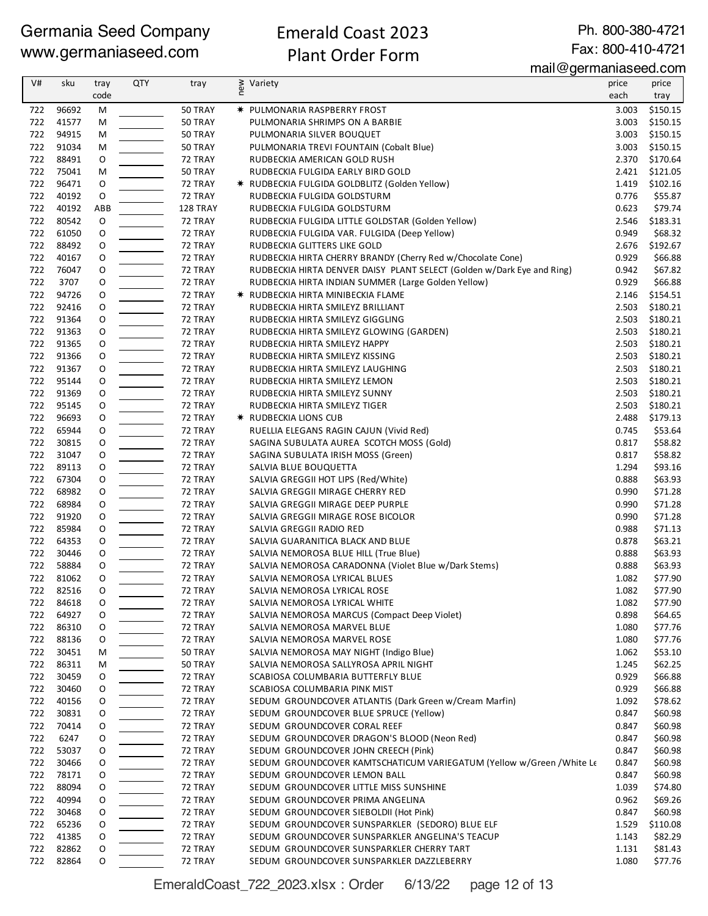# Germania Seed Company
www.germaniaseed.com

## Emerald Coast 2023 Plant Order Form

Ph. 800-380-4721
Fax: 800-410-4721
mail@germaniaseed.com

| V# | sku | tray code | QTY | tray | new | Variety | price each | price tray |
|---|---|---|---|---|---|---|---|---|
| 722 | 96692 | M | | 50 TRAY | * | PULMONARIA RASPBERRY FROST | 3.003 | $150.15 |
| 722 | 41577 | M | | 50 TRAY | | PULMONARIA SHRIMPS ON A BARBIE | 3.003 | $150.15 |
| 722 | 94915 | M | | 50 TRAY | | PULMONARIA SILVER BOUQUET | 3.003 | $150.15 |
| 722 | 91034 | M | | 50 TRAY | | PULMONARIA TREVI FOUNTAIN (Cobalt Blue) | 3.003 | $150.15 |
| 722 | 88491 | O | | 72 TRAY | | RUDBECKIA AMERICAN GOLD RUSH | 2.370 | $170.64 |
| 722 | 75041 | M | | 50 TRAY | | RUDBECKIA FULGIDA EARLY BIRD GOLD | 2.421 | $121.05 |
| 722 | 96471 | O | | 72 TRAY | * | RUDBECKIA FULGIDA GOLDBLITZ (Golden Yellow) | 1.419 | $102.16 |
| 722 | 40192 | O | | 72 TRAY | | RUDBECKIA FULGIDA GOLDSTURM | 0.776 | $55.87 |
| 722 | 40192 | ABB | | 128 TRAY | | RUDBECKIA FULGIDA GOLDSTURM | 0.623 | $79.74 |
| 722 | 80542 | O | | 72 TRAY | | RUDBECKIA FULGIDA LITTLE GOLDSTAR (Golden Yellow) | 2.546 | $183.31 |
| 722 | 61050 | O | | 72 TRAY | | RUDBECKIA FULGIDA VAR. FULGIDA (Deep Yellow) | 0.949 | $68.32 |
| 722 | 88492 | O | | 72 TRAY | | RUDBECKIA GLITTERS LIKE GOLD | 2.676 | $192.67 |
| 722 | 40167 | O | | 72 TRAY | | RUDBECKIA HIRTA CHERRY BRANDY (Cherry Red w/Chocolate Cone) | 0.929 | $66.88 |
| 722 | 76047 | O | | 72 TRAY | | RUDBECKIA HIRTA DENVER DAISY PLANT SELECT (Golden w/Dark Eye and Ring) | 0.942 | $67.82 |
| 722 | 3707 | O | | 72 TRAY | | RUDBECKIA HIRTA INDIAN SUMMER (Large Golden Yellow) | 0.929 | $66.88 |
| 722 | 94726 | O | | 72 TRAY | * | RUDBECKIA HIRTA MINIBECKIA FLAME | 2.146 | $154.51 |
| 722 | 92416 | O | | 72 TRAY | | RUDBECKIA HIRTA SMILEYZ BRILLIANT | 2.503 | $180.21 |
| 722 | 91364 | O | | 72 TRAY | | RUDBECKIA HIRTA SMILEYZ GIGGLING | 2.503 | $180.21 |
| 722 | 91363 | O | | 72 TRAY | | RUDBECKIA HIRTA SMILEYZ GLOWING (GARDEN) | 2.503 | $180.21 |
| 722 | 91365 | O | | 72 TRAY | | RUDBECKIA HIRTA SMILEYZ HAPPY | 2.503 | $180.21 |
| 722 | 91366 | O | | 72 TRAY | | RUDBECKIA HIRTA SMILEYZ KISSING | 2.503 | $180.21 |
| 722 | 91367 | O | | 72 TRAY | | RUDBECKIA HIRTA SMILEYZ LAUGHING | 2.503 | $180.21 |
| 722 | 95144 | O | | 72 TRAY | | RUDBECKIA HIRTA SMILEYZ LEMON | 2.503 | $180.21 |
| 722 | 91369 | O | | 72 TRAY | | RUDBECKIA HIRTA SMILEYZ SUNNY | 2.503 | $180.21 |
| 722 | 95145 | O | | 72 TRAY | | RUDBECKIA HIRTA SMILEYZ TIGER | 2.503 | $180.21 |
| 722 | 96693 | O | | 72 TRAY | * | RUDBECKIA LIONS CUB | 2.488 | $179.13 |
| 722 | 65944 | O | | 72 TRAY | | RUELLIA ELEGANS RAGIN CAJUN (Vivid Red) | 0.745 | $53.64 |
| 722 | 30815 | O | | 72 TRAY | | SAGINA SUBULATA AUREA SCOTCH MOSS (Gold) | 0.817 | $58.82 |
| 722 | 31047 | O | | 72 TRAY | | SAGINA SUBULATA IRISH MOSS (Green) | 0.817 | $58.82 |
| 722 | 89113 | O | | 72 TRAY | | SALVIA BLUE BOUQUETTA | 1.294 | $93.16 |
| 722 | 67304 | O | | 72 TRAY | | SALVIA GREGGII HOT LIPS (Red/White) | 0.888 | $63.93 |
| 722 | 68982 | O | | 72 TRAY | | SALVIA GREGGII MIRAGE CHERRY RED | 0.990 | $71.28 |
| 722 | 68984 | O | | 72 TRAY | | SALVIA GREGGII MIRAGE DEEP PURPLE | 0.990 | $71.28 |
| 722 | 91920 | O | | 72 TRAY | | SALVIA GREGGII MIRAGE ROSE BICOLOR | 0.990 | $71.28 |
| 722 | 85984 | O | | 72 TRAY | | SALVIA GREGGII RADIO RED | 0.988 | $71.13 |
| 722 | 64353 | O | | 72 TRAY | | SALVIA GUARANITICA BLACK AND BLUE | 0.878 | $63.21 |
| 722 | 30446 | O | | 72 TRAY | | SALVIA NEMOROSA BLUE HILL (True Blue) | 0.888 | $63.93 |
| 722 | 58884 | O | | 72 TRAY | | SALVIA NEMOROSA CARADONNA (Violet Blue w/Dark Stems) | 0.888 | $63.93 |
| 722 | 81062 | O | | 72 TRAY | | SALVIA NEMOROSA LYRICAL BLUES | 1.082 | $77.90 |
| 722 | 82516 | O | | 72 TRAY | | SALVIA NEMOROSA LYRICAL ROSE | 1.082 | $77.90 |
| 722 | 84618 | O | | 72 TRAY | | SALVIA NEMOROSA LYRICAL WHITE | 1.082 | $77.90 |
| 722 | 64927 | O | | 72 TRAY | | SALVIA NEMOROSA MARCUS (Compact Deep Violet) | 0.898 | $64.65 |
| 722 | 86310 | O | | 72 TRAY | | SALVIA NEMOROSA MARVEL BLUE | 1.080 | $77.76 |
| 722 | 88136 | O | | 72 TRAY | | SALVIA NEMOROSA MARVEL ROSE | 1.080 | $77.76 |
| 722 | 30451 | M | | 50 TRAY | | SALVIA NEMOROSA MAY NIGHT (Indigo Blue) | 1.062 | $53.10 |
| 722 | 86311 | M | | 50 TRAY | | SALVIA NEMOROSA SALLYROSA APRIL NIGHT | 1.245 | $62.25 |
| 722 | 30459 | O | | 72 TRAY | | SCABIOSA COLUMBARIA BUTTERFLY BLUE | 0.929 | $66.88 |
| 722 | 30460 | O | | 72 TRAY | | SCABIOSA COLUMBARIA PINK MIST | 0.929 | $66.88 |
| 722 | 40156 | O | | 72 TRAY | | SEDUM GROUNDCOVER ATLANTIS (Dark Green w/Cream Marfin) | 1.092 | $78.62 |
| 722 | 30831 | O | | 72 TRAY | | SEDUM GROUNDCOVER BLUE SPRUCE (Yellow) | 0.847 | $60.98 |
| 722 | 70414 | O | | 72 TRAY | | SEDUM GROUNDCOVER CORAL REEF | 0.847 | $60.98 |
| 722 | 6247 | O | | 72 TRAY | | SEDUM GROUNDCOVER DRAGON'S BLOOD (Neon Red) | 0.847 | $60.98 |
| 722 | 53037 | O | | 72 TRAY | | SEDUM GROUNDCOVER JOHN CREECH (Pink) | 0.847 | $60.98 |
| 722 | 30466 | O | | 72 TRAY | | SEDUM GROUNDCOVER KAMTSCHATICUM VARIEGATUM (Yellow w/Green /White Le | 0.847 | $60.98 |
| 722 | 78171 | O | | 72 TRAY | | SEDUM GROUNDCOVER LEMON BALL | 0.847 | $60.98 |
| 722 | 88094 | O | | 72 TRAY | | SEDUM GROUNDCOVER LITTLE MISS SUNSHINE | 1.039 | $74.80 |
| 722 | 40994 | O | | 72 TRAY | | SEDUM GROUNDCOVER PRIMA ANGELINA | 0.962 | $69.26 |
| 722 | 30468 | O | | 72 TRAY | | SEDUM GROUNDCOVER SIEBOLDII (Hot Pink) | 0.847 | $60.98 |
| 722 | 65236 | O | | 72 TRAY | | SEDUM GROUNDCOVER SUNSPARKLER (SEDORO) BLUE ELF | 1.529 | $110.08 |
| 722 | 41385 | O | | 72 TRAY | | SEDUM GROUNDCOVER SUNSPARKLER ANGELINA'S TEACUP | 1.143 | $82.29 |
| 722 | 82862 | O | | 72 TRAY | | SEDUM GROUNDCOVER SUNSPARKLER CHERRY TART | 1.131 | $81.43 |
| 722 | 82864 | O | | 72 TRAY | | SEDUM GROUNDCOVER SUNSPARKLER DAZZLEBERRY | 1.080 | $77.76 |

EmeraldCoast_722_2023.xlsx : Order 6/13/22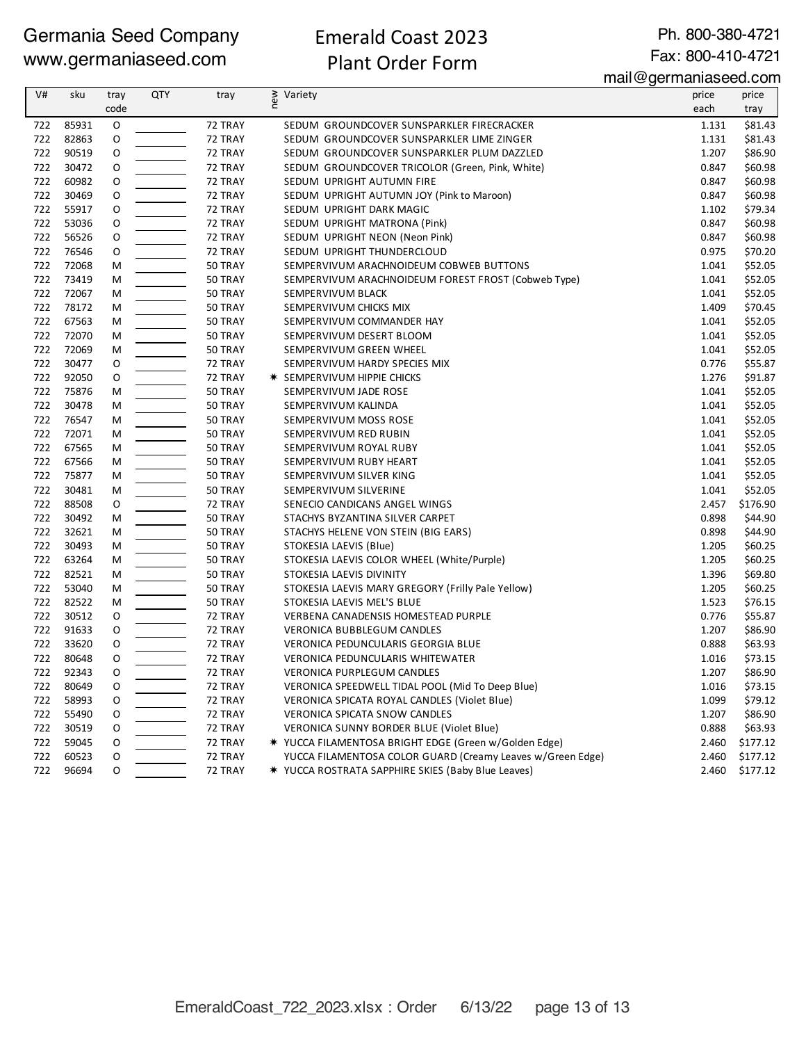Germania Seed Company
www.germaniaseed.com

# Emerald Coast 2023 Plant Order Form

Ph. 800-380-4721
Fax: 800-410-4721
mail@germaniaseed.com

| V# | sku | tray code | QTY | tray | new | Variety | price each | price tray |
|---|---|---|---|---|---|---|---|---|
| 722 | 85931 | O | | 72 TRAY | | SEDUM GROUNDCOVER SUNSPARKLER FIRECRACKER | 1.131 | $81.43 |
| 722 | 82863 | O | | 72 TRAY | | SEDUM GROUNDCOVER SUNSPARKLER LIME ZINGER | 1.131 | $81.43 |
| 722 | 90519 | O | | 72 TRAY | | SEDUM GROUNDCOVER SUNSPARKLER PLUM DAZZLED | 1.207 | $86.90 |
| 722 | 30472 | O | | 72 TRAY | | SEDUM GROUNDCOVER TRICOLOR (Green, Pink, White) | 0.847 | $60.98 |
| 722 | 60982 | O | | 72 TRAY | | SEDUM UPRIGHT AUTUMN FIRE | 0.847 | $60.98 |
| 722 | 30469 | O | | 72 TRAY | | SEDUM UPRIGHT AUTUMN JOY (Pink to Maroon) | 0.847 | $60.98 |
| 722 | 55917 | O | | 72 TRAY | | SEDUM UPRIGHT DARK MAGIC | 1.102 | $79.34 |
| 722 | 53036 | O | | 72 TRAY | | SEDUM UPRIGHT MATRONA (Pink) | 0.847 | $60.98 |
| 722 | 56526 | O | | 72 TRAY | | SEDUM UPRIGHT NEON (Neon Pink) | 0.847 | $60.98 |
| 722 | 76546 | O | | 72 TRAY | | SEDUM UPRIGHT THUNDERCLOUD | 0.975 | $70.20 |
| 722 | 72068 | M | | 50 TRAY | | SEMPERVIVUM ARACHNOIDEUM COBWEB BUTTONS | 1.041 | $52.05 |
| 722 | 73419 | M | | 50 TRAY | | SEMPERVIVUM ARACHNOIDEUM FOREST FROST (Cobweb Type) | 1.041 | $52.05 |
| 722 | 72067 | M | | 50 TRAY | | SEMPERVIVUM BLACK | 1.041 | $52.05 |
| 722 | 78172 | M | | 50 TRAY | | SEMPERVIVUM CHICKS MIX | 1.409 | $70.45 |
| 722 | 67563 | M | | 50 TRAY | | SEMPERVIVUM COMMANDER HAY | 1.041 | $52.05 |
| 722 | 72070 | M | | 50 TRAY | | SEMPERVIVUM DESERT BLOOM | 1.041 | $52.05 |
| 722 | 72069 | M | | 50 TRAY | | SEMPERVIVUM GREEN WHEEL | 1.041 | $52.05 |
| 722 | 30477 | O | | 72 TRAY | | SEMPERVIVUM HARDY SPECIES MIX | 0.776 | $55.87 |
| 722 | 92050 | O | | 72 TRAY | ✱ | SEMPERVIVUM HIPPIE CHICKS | 1.276 | $91.87 |
| 722 | 75876 | M | | 50 TRAY | | SEMPERVIVUM JADE ROSE | 1.041 | $52.05 |
| 722 | 30478 | M | | 50 TRAY | | SEMPERVIVUM KALINDA | 1.041 | $52.05 |
| 722 | 76547 | M | | 50 TRAY | | SEMPERVIVUM MOSS ROSE | 1.041 | $52.05 |
| 722 | 72071 | M | | 50 TRAY | | SEMPERVIVUM RED RUBIN | 1.041 | $52.05 |
| 722 | 67565 | M | | 50 TRAY | | SEMPERVIVUM ROYAL RUBY | 1.041 | $52.05 |
| 722 | 67566 | M | | 50 TRAY | | SEMPERVIVUM RUBY HEART | 1.041 | $52.05 |
| 722 | 75877 | M | | 50 TRAY | | SEMPERVIVUM SILVER KING | 1.041 | $52.05 |
| 722 | 30481 | M | | 50 TRAY | | SEMPERVIVUM SILVERINE | 1.041 | $52.05 |
| 722 | 88508 | O | | 72 TRAY | | SENECIO CANDICANS ANGEL WINGS | 2.457 | $176.90 |
| 722 | 30492 | M | | 50 TRAY | | STACHYS BYZANTINA SILVER CARPET | 0.898 | $44.90 |
| 722 | 32621 | M | | 50 TRAY | | STACHYS HELENE VON STEIN (BIG EARS) | 0.898 | $44.90 |
| 722 | 30493 | M | | 50 TRAY | | STOKESIA LAEVIS (Blue) | 1.205 | $60.25 |
| 722 | 63264 | M | | 50 TRAY | | STOKESIA LAEVIS COLOR WHEEL (White/Purple) | 1.205 | $60.25 |
| 722 | 82521 | M | | 50 TRAY | | STOKESIA LAEVIS DIVINITY | 1.396 | $69.80 |
| 722 | 53040 | M | | 50 TRAY | | STOKESIA LAEVIS MARY GREGORY (Frilly Pale Yellow) | 1.205 | $60.25 |
| 722 | 82522 | M | | 50 TRAY | | STOKESIA LAEVIS MEL'S BLUE | 1.523 | $76.15 |
| 722 | 30512 | O | | 72 TRAY | | VERBENA CANADENSIS HOMESTEAD PURPLE | 0.776 | $55.87 |
| 722 | 91633 | O | | 72 TRAY | | VERONICA BUBBLEGUM CANDLES | 1.207 | $86.90 |
| 722 | 33620 | O | | 72 TRAY | | VERONICA PEDUNCULARIS GEORGIA BLUE | 0.888 | $63.93 |
| 722 | 80648 | O | | 72 TRAY | | VERONICA PEDUNCULARIS WHITEWATER | 1.016 | $73.15 |
| 722 | 92343 | O | | 72 TRAY | | VERONICA PURPLEGUM CANDLES | 1.207 | $86.90 |
| 722 | 80649 | O | | 72 TRAY | | VERONICA SPEEDWELL TIDAL POOL (Mid To Deep Blue) | 1.016 | $73.15 |
| 722 | 58993 | O | | 72 TRAY | | VERONICA SPICATA ROYAL CANDLES (Violet Blue) | 1.099 | $79.12 |
| 722 | 55490 | O | | 72 TRAY | | VERONICA SPICATA SNOW CANDLES | 1.207 | $86.90 |
| 722 | 30519 | O | | 72 TRAY | | VERONICA SUNNY BORDER BLUE (Violet Blue) | 0.888 | $63.93 |
| 722 | 59045 | O | | 72 TRAY | ✱ | YUCCA FILAMENTOSA BRIGHT EDGE (Green w/Golden Edge) | 2.460 | $177.12 |
| 722 | 60523 | O | | 72 TRAY | | YUCCA FILAMENTOSA COLOR GUARD (Creamy Leaves w/Green Edge) | 2.460 | $177.12 |
| 722 | 96694 | O | | 72 TRAY | ✱ | YUCCA ROSTRATA SAPPHIRE SKIES (Baby Blue Leaves) | 2.460 | $177.12 |